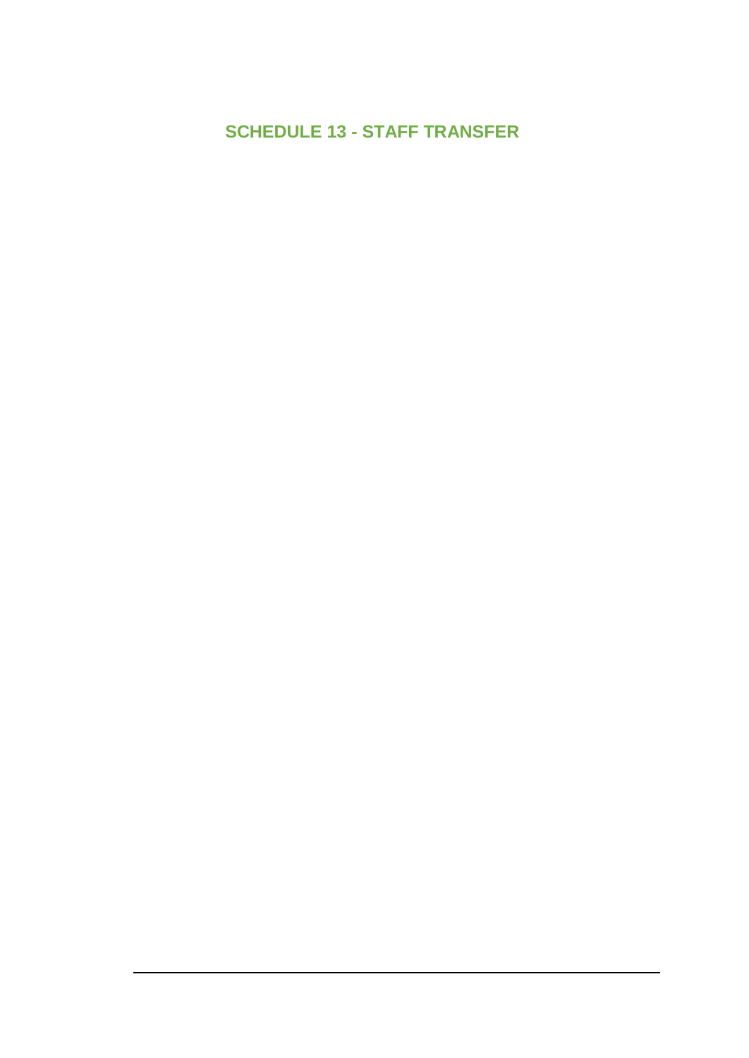# SCHEDULE 13 - STAFF TRANSFER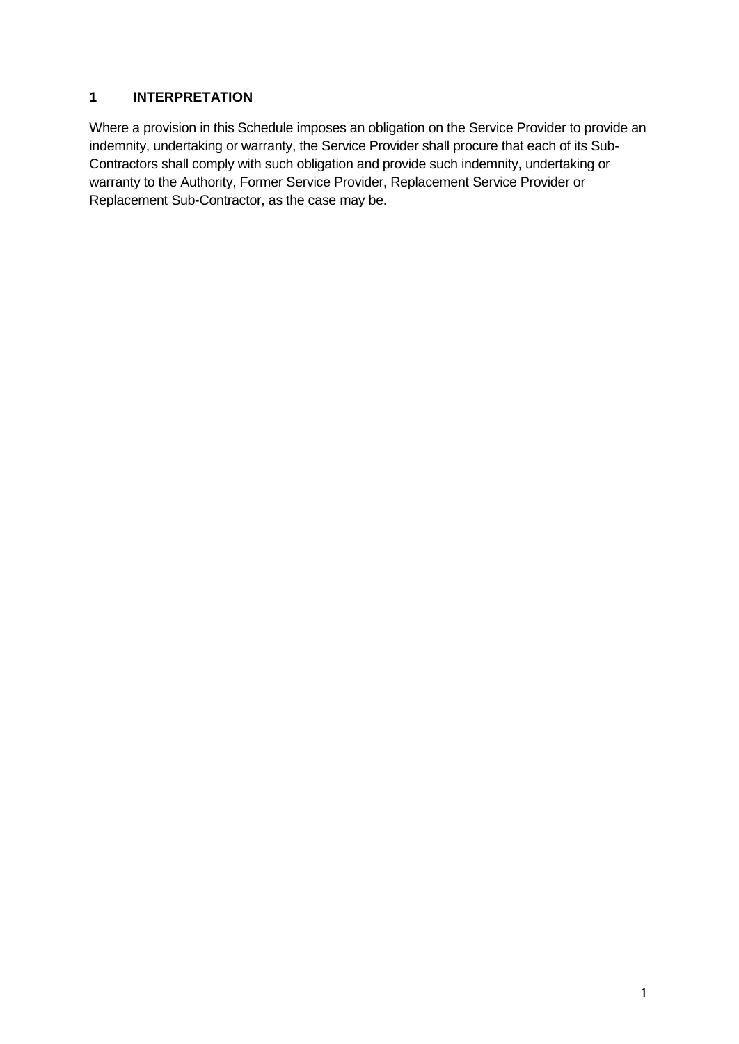## 1 INTERPRETATION

Where a provision in this Schedule imposes an obligation on the Service Provider to provide an indemnity, undertaking or warranty, the Service Provider shall procure that each of its Sub-Contractors shall comply with such obligation and provide such indemnity, undertaking or warranty to the Authority, Former Service Provider, Replacement Service Provider or Replacement Sub-Contractor, as the case may be.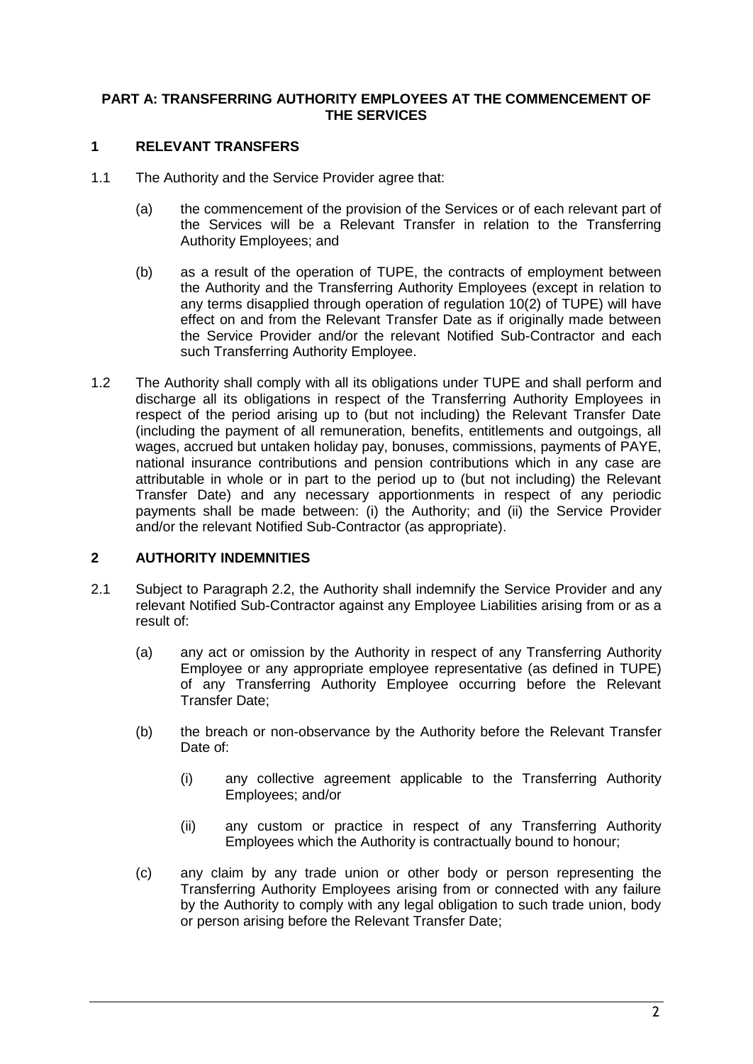## PART A: TRANSFERRING AUTHORITY EMPLOYEES AT THE COMMENCEMENT OF THE SERVICES

### 1 RELEVANT TRANSFERS

1.1 The Authority and the Service Provider agree that:

(a) the commencement of the provision of the Services or of each relevant part of the Services will be a Relevant Transfer in relation to the Transferring Authority Employees; and

(b) as a result of the operation of TUPE, the contracts of employment between the Authority and the Transferring Authority Employees (except in relation to any terms disapplied through operation of regulation 10(2) of TUPE) will have effect on and from the Relevant Transfer Date as if originally made between the Service Provider and/or the relevant Notified Sub-Contractor and each such Transferring Authority Employee.

1.2 The Authority shall comply with all its obligations under TUPE and shall perform and discharge all its obligations in respect of the Transferring Authority Employees in respect of the period arising up to (but not including) the Relevant Transfer Date (including the payment of all remuneration, benefits, entitlements and outgoings, all wages, accrued but untaken holiday pay, bonuses, commissions, payments of PAYE, national insurance contributions and pension contributions which in any case are attributable in whole or in part to the period up to (but not including) the Relevant Transfer Date) and any necessary apportionments in respect of any periodic payments shall be made between: (i) the Authority; and (ii) the Service Provider and/or the relevant Notified Sub-Contractor (as appropriate).

### 2 AUTHORITY INDEMNITIES

2.1 Subject to Paragraph 2.2, the Authority shall indemnify the Service Provider and any relevant Notified Sub-Contractor against any Employee Liabilities arising from or as a result of:

(a) any act or omission by the Authority in respect of any Transferring Authority Employee or any appropriate employee representative (as defined in TUPE) of any Transferring Authority Employee occurring before the Relevant Transfer Date;

(b) the breach or non-observance by the Authority before the Relevant Transfer Date of:

(i) any collective agreement applicable to the Transferring Authority Employees; and/or

(ii) any custom or practice in respect of any Transferring Authority Employees which the Authority is contractually bound to honour;

(c) any claim by any trade union or other body or person representing the Transferring Authority Employees arising from or connected with any failure by the Authority to comply with any legal obligation to such trade union, body or person arising before the Relevant Transfer Date;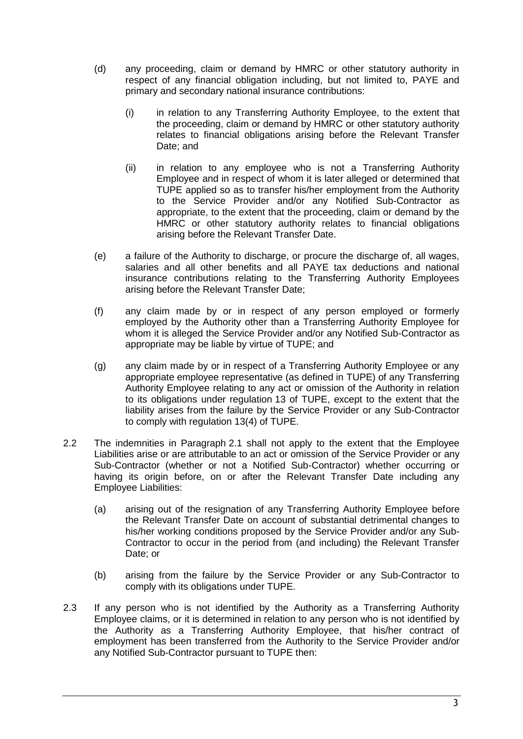(d) any proceeding, claim or demand by HMRC or other statutory authority in respect of any financial obligation including, but not limited to, PAYE and primary and secondary national insurance contributions:

  (i) in relation to any Transferring Authority Employee, to the extent that the proceeding, claim or demand by HMRC or other statutory authority relates to financial obligations arising before the Relevant Transfer Date; and

  (ii) in relation to any employee who is not a Transferring Authority Employee and in respect of whom it is later alleged or determined that TUPE applied so as to transfer his/her employment from the Authority to the Service Provider and/or any Notified Sub-Contractor as appropriate, to the extent that the proceeding, claim or demand by the HMRC or other statutory authority relates to financial obligations arising before the Relevant Transfer Date.

(e) a failure of the Authority to discharge, or procure the discharge of, all wages, salaries and all other benefits and all PAYE tax deductions and national insurance contributions relating to the Transferring Authority Employees arising before the Relevant Transfer Date;

(f) any claim made by or in respect of any person employed or formerly employed by the Authority other than a Transferring Authority Employee for whom it is alleged the Service Provider and/or any Notified Sub-Contractor as appropriate may be liable by virtue of TUPE; and

(g) any claim made by or in respect of a Transferring Authority Employee or any appropriate employee representative (as defined in TUPE) of any Transferring Authority Employee relating to any act or omission of the Authority in relation to its obligations under regulation 13 of TUPE, except to the extent that the liability arises from the failure by the Service Provider or any Sub-Contractor to comply with regulation 13(4) of TUPE.

2.2 The indemnities in Paragraph 2.1 shall not apply to the extent that the Employee Liabilities arise or are attributable to an act or omission of the Service Provider or any Sub-Contractor (whether or not a Notified Sub-Contractor) whether occurring or having its origin before, on or after the Relevant Transfer Date including any Employee Liabilities:

(a) arising out of the resignation of any Transferring Authority Employee before the Relevant Transfer Date on account of substantial detrimental changes to his/her working conditions proposed by the Service Provider and/or any Sub-Contractor to occur in the period from (and including) the Relevant Transfer Date; or

(b) arising from the failure by the Service Provider or any Sub-Contractor to comply with its obligations under TUPE.

2.3 If any person who is not identified by the Authority as a Transferring Authority Employee claims, or it is determined in relation to any person who is not identified by the Authority as a Transferring Authority Employee, that his/her contract of employment has been transferred from the Authority to the Service Provider and/or any Notified Sub-Contractor pursuant to TUPE then: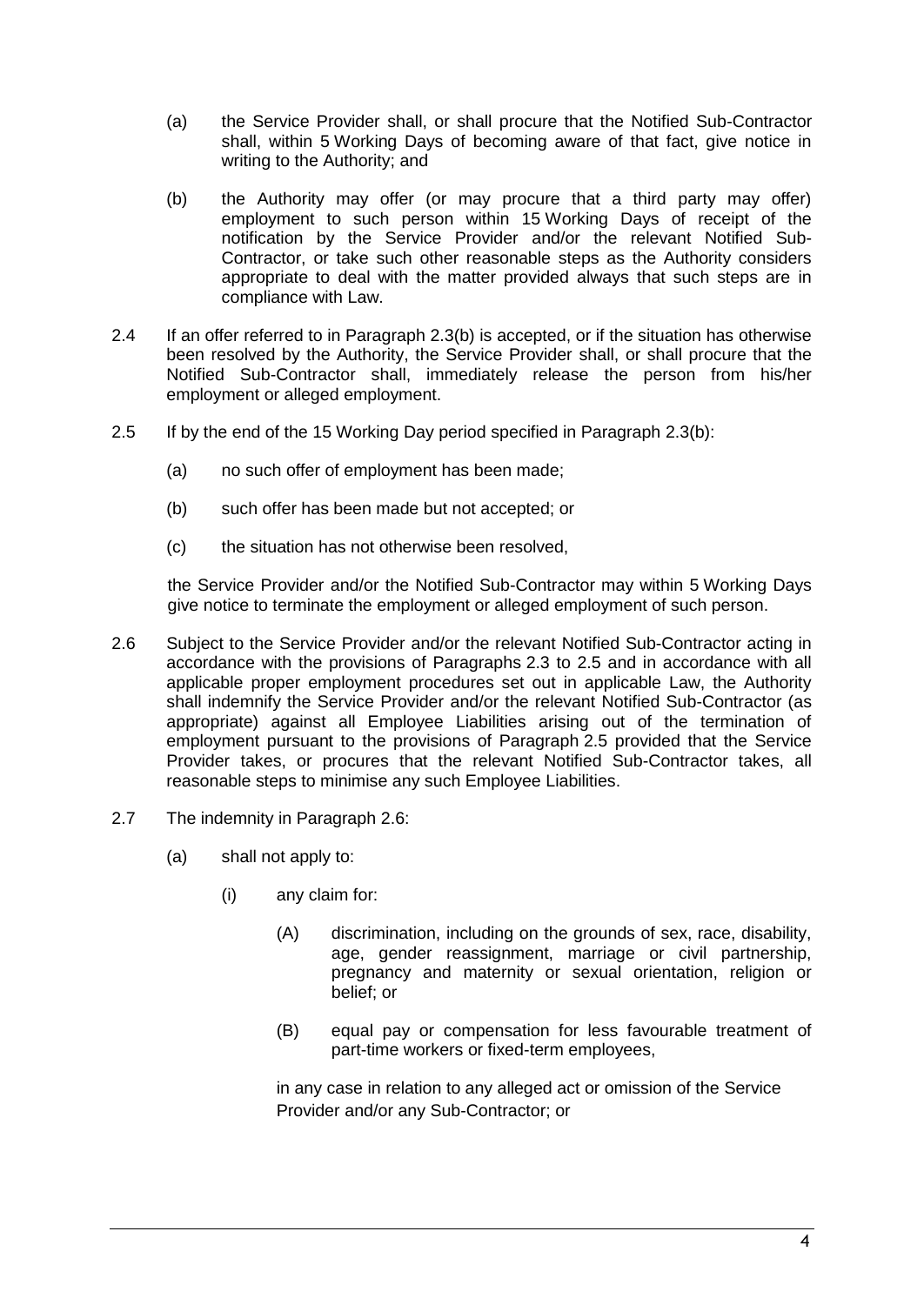(a) the Service Provider shall, or shall procure that the Notified Sub-Contractor shall, within 5 Working Days of becoming aware of that fact, give notice in writing to the Authority; and

(b) the Authority may offer (or may procure that a third party may offer) employment to such person within 15 Working Days of receipt of the notification by the Service Provider and/or the relevant Notified Sub-Contractor, or take such other reasonable steps as the Authority considers appropriate to deal with the matter provided always that such steps are in compliance with Law.

2.4 If an offer referred to in Paragraph 2.3(b) is accepted, or if the situation has otherwise been resolved by the Authority, the Service Provider shall, or shall procure that the Notified Sub-Contractor shall, immediately release the person from his/her employment or alleged employment.

2.5 If by the end of the 15 Working Day period specified in Paragraph 2.3(b):

(a) no such offer of employment has been made;

(b) such offer has been made but not accepted; or

(c) the situation has not otherwise been resolved,

the Service Provider and/or the Notified Sub-Contractor may within 5 Working Days give notice to terminate the employment or alleged employment of such person.

2.6 Subject to the Service Provider and/or the relevant Notified Sub-Contractor acting in accordance with the provisions of Paragraphs 2.3 to 2.5 and in accordance with all applicable proper employment procedures set out in applicable Law, the Authority shall indemnify the Service Provider and/or the relevant Notified Sub-Contractor (as appropriate) against all Employee Liabilities arising out of the termination of employment pursuant to the provisions of Paragraph 2.5 provided that the Service Provider takes, or procures that the relevant Notified Sub-Contractor takes, all reasonable steps to minimise any such Employee Liabilities.

2.7 The indemnity in Paragraph 2.6:

(a) shall not apply to:

(i) any claim for:

(A) discrimination, including on the grounds of sex, race, disability, age, gender reassignment, marriage or civil partnership, pregnancy and maternity or sexual orientation, religion or belief; or

(B) equal pay or compensation for less favourable treatment of part-time workers or fixed-term employees,

in any case in relation to any alleged act or omission of the Service Provider and/or any Sub-Contractor; or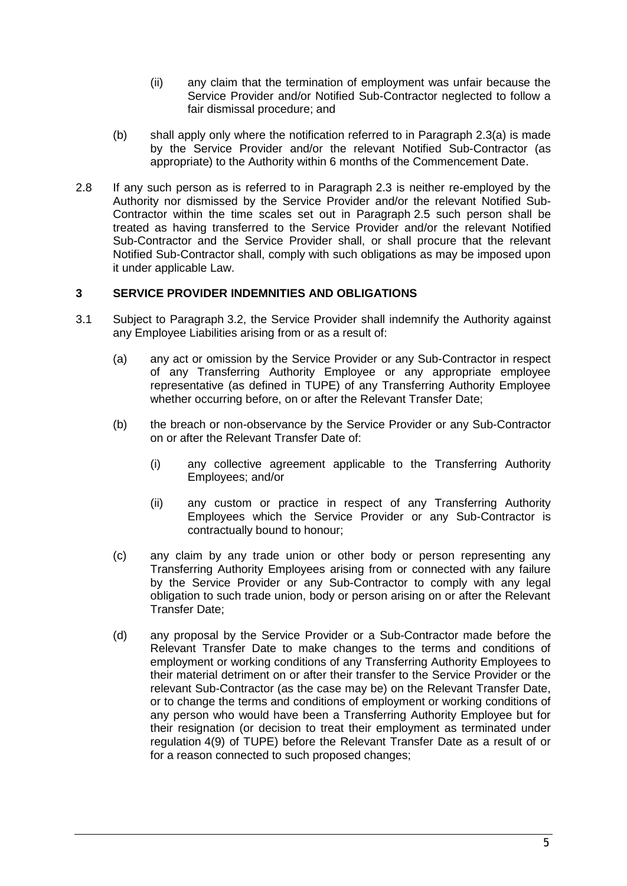(ii) any claim that the termination of employment was unfair because the Service Provider and/or Notified Sub-Contractor neglected to follow a fair dismissal procedure; and

(b) shall apply only where the notification referred to in Paragraph 2.3(a) is made by the Service Provider and/or the relevant Notified Sub-Contractor (as appropriate) to the Authority within 6 months of the Commencement Date.

2.8 If any such person as is referred to in Paragraph 2.3 is neither re-employed by the Authority nor dismissed by the Service Provider and/or the relevant Notified Sub-Contractor within the time scales set out in Paragraph 2.5 such person shall be treated as having transferred to the Service Provider and/or the relevant Notified Sub-Contractor and the Service Provider shall, or shall procure that the relevant Notified Sub-Contractor shall, comply with such obligations as may be imposed upon it under applicable Law.

## 3 SERVICE PROVIDER INDEMNITIES AND OBLIGATIONS

3.1 Subject to Paragraph 3.2, the Service Provider shall indemnify the Authority against any Employee Liabilities arising from or as a result of:

(a) any act or omission by the Service Provider or any Sub-Contractor in respect of any Transferring Authority Employee or any appropriate employee representative (as defined in TUPE) of any Transferring Authority Employee whether occurring before, on or after the Relevant Transfer Date;

(b) the breach or non-observance by the Service Provider or any Sub-Contractor on or after the Relevant Transfer Date of:

(i) any collective agreement applicable to the Transferring Authority Employees; and/or

(ii) any custom or practice in respect of any Transferring Authority Employees which the Service Provider or any Sub-Contractor is contractually bound to honour;

(c) any claim by any trade union or other body or person representing any Transferring Authority Employees arising from or connected with any failure by the Service Provider or any Sub-Contractor to comply with any legal obligation to such trade union, body or person arising on or after the Relevant Transfer Date;

(d) any proposal by the Service Provider or a Sub-Contractor made before the Relevant Transfer Date to make changes to the terms and conditions of employment or working conditions of any Transferring Authority Employees to their material detriment on or after their transfer to the Service Provider or the relevant Sub-Contractor (as the case may be) on the Relevant Transfer Date, or to change the terms and conditions of employment or working conditions of any person who would have been a Transferring Authority Employee but for their resignation (or decision to treat their employment as terminated under regulation 4(9) of TUPE) before the Relevant Transfer Date as a result of or for a reason connected to such proposed changes;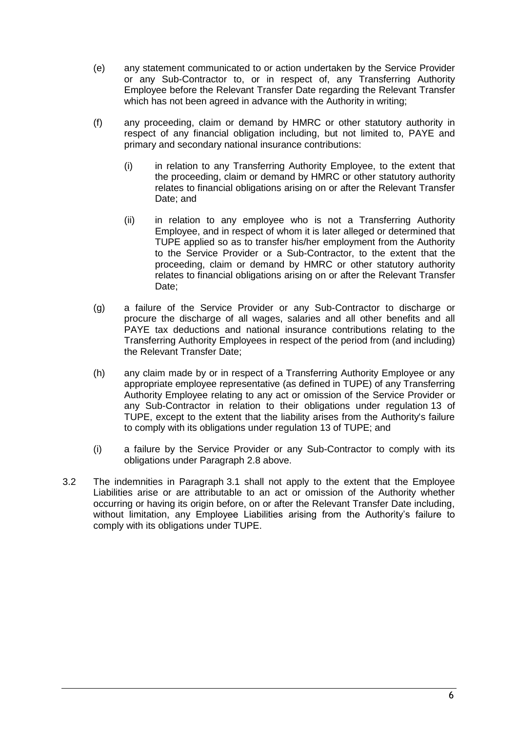(e) any statement communicated to or action undertaken by the Service Provider or any Sub-Contractor to, or in respect of, any Transferring Authority Employee before the Relevant Transfer Date regarding the Relevant Transfer which has not been agreed in advance with the Authority in writing;

(f) any proceeding, claim or demand by HMRC or other statutory authority in respect of any financial obligation including, but not limited to, PAYE and primary and secondary national insurance contributions:

  (i) in relation to any Transferring Authority Employee, to the extent that the proceeding, claim or demand by HMRC or other statutory authority relates to financial obligations arising on or after the Relevant Transfer Date; and

  (ii) in relation to any employee who is not a Transferring Authority Employee, and in respect of whom it is later alleged or determined that TUPE applied so as to transfer his/her employment from the Authority to the Service Provider or a Sub-Contractor, to the extent that the proceeding, claim or demand by HMRC or other statutory authority relates to financial obligations arising on or after the Relevant Transfer Date;

(g) a failure of the Service Provider or any Sub-Contractor to discharge or procure the discharge of all wages, salaries and all other benefits and all PAYE tax deductions and national insurance contributions relating to the Transferring Authority Employees in respect of the period from (and including) the Relevant Transfer Date;

(h) any claim made by or in respect of a Transferring Authority Employee or any appropriate employee representative (as defined in TUPE) of any Transferring Authority Employee relating to any act or omission of the Service Provider or any Sub-Contractor in relation to their obligations under regulation 13 of TUPE, except to the extent that the liability arises from the Authority's failure to comply with its obligations under regulation 13 of TUPE; and

(i) a failure by the Service Provider or any Sub-Contractor to comply with its obligations under Paragraph 2.8 above.

3.2 The indemnities in Paragraph 3.1 shall not apply to the extent that the Employee Liabilities arise or are attributable to an act or omission of the Authority whether occurring or having its origin before, on or after the Relevant Transfer Date including, without limitation, any Employee Liabilities arising from the Authority's failure to comply with its obligations under TUPE.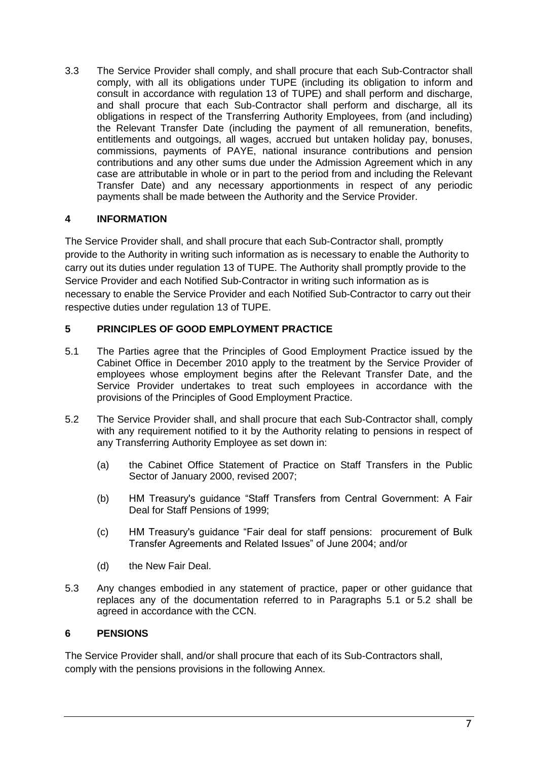3.3 The Service Provider shall comply, and shall procure that each Sub-Contractor shall comply, with all its obligations under TUPE (including its obligation to inform and consult in accordance with regulation 13 of TUPE) and shall perform and discharge, and shall procure that each Sub-Contractor shall perform and discharge, all its obligations in respect of the Transferring Authority Employees, from (and including) the Relevant Transfer Date (including the payment of all remuneration, benefits, entitlements and outgoings, all wages, accrued but untaken holiday pay, bonuses, commissions, payments of PAYE, national insurance contributions and pension contributions and any other sums due under the Admission Agreement which in any case are attributable in whole or in part to the period from and including the Relevant Transfer Date) and any necessary apportionments in respect of any periodic payments shall be made between the Authority and the Service Provider.

## 4 INFORMATION

The Service Provider shall, and shall procure that each Sub-Contractor shall, promptly provide to the Authority in writing such information as is necessary to enable the Authority to carry out its duties under regulation 13 of TUPE. The Authority shall promptly provide to the Service Provider and each Notified Sub-Contractor in writing such information as is necessary to enable the Service Provider and each Notified Sub-Contractor to carry out their respective duties under regulation 13 of TUPE.

## 5 PRINCIPLES OF GOOD EMPLOYMENT PRACTICE

5.1 The Parties agree that the Principles of Good Employment Practice issued by the Cabinet Office in December 2010 apply to the treatment by the Service Provider of employees whose employment begins after the Relevant Transfer Date, and the Service Provider undertakes to treat such employees in accordance with the provisions of the Principles of Good Employment Practice.

5.2 The Service Provider shall, and shall procure that each Sub-Contractor shall, comply with any requirement notified to it by the Authority relating to pensions in respect of any Transferring Authority Employee as set down in:

(a) the Cabinet Office Statement of Practice on Staff Transfers in the Public Sector of January 2000, revised 2007;

(b) HM Treasury's guidance "Staff Transfers from Central Government: A Fair Deal for Staff Pensions of 1999;

(c) HM Treasury's guidance "Fair deal for staff pensions: procurement of Bulk Transfer Agreements and Related Issues" of June 2004; and/or

(d) the New Fair Deal.

5.3 Any changes embodied in any statement of practice, paper or other guidance that replaces any of the documentation referred to in Paragraphs 5.1 or 5.2 shall be agreed in accordance with the CCN.

## 6 PENSIONS

The Service Provider shall, and/or shall procure that each of its Sub-Contractors shall, comply with the pensions provisions in the following Annex.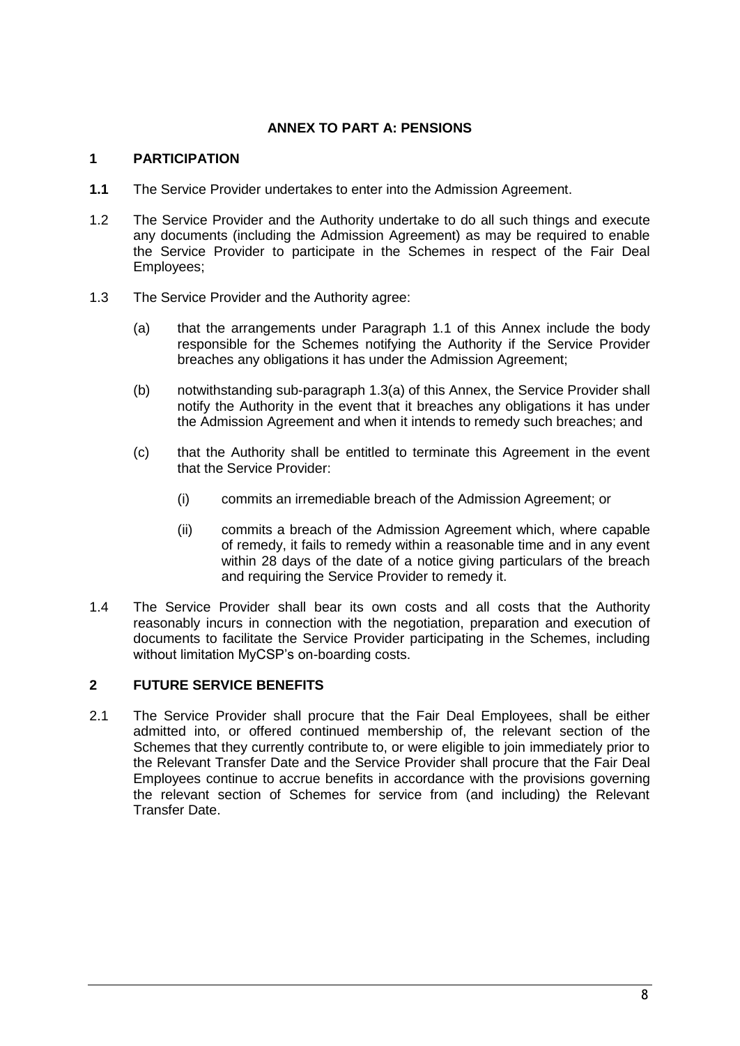## ANNEX TO PART A: PENSIONS

### 1 PARTICIPATION

**1.1** The Service Provider undertakes to enter into the Admission Agreement.

1.2 The Service Provider and the Authority undertake to do all such things and execute any documents (including the Admission Agreement) as may be required to enable the Service Provider to participate in the Schemes in respect of the Fair Deal Employees;

1.3 The Service Provider and the Authority agree:

(a) that the arrangements under Paragraph 1.1 of this Annex include the body responsible for the Schemes notifying the Authority if the Service Provider breaches any obligations it has under the Admission Agreement;

(b) notwithstanding sub-paragraph 1.3(a) of this Annex, the Service Provider shall notify the Authority in the event that it breaches any obligations it has under the Admission Agreement and when it intends to remedy such breaches; and

(c) that the Authority shall be entitled to terminate this Agreement in the event that the Service Provider:

(i) commits an irremediable breach of the Admission Agreement; or

(ii) commits a breach of the Admission Agreement which, where capable of remedy, it fails to remedy within a reasonable time and in any event within 28 days of the date of a notice giving particulars of the breach and requiring the Service Provider to remedy it.

1.4 The Service Provider shall bear its own costs and all costs that the Authority reasonably incurs in connection with the negotiation, preparation and execution of documents to facilitate the Service Provider participating in the Schemes, including without limitation MyCSP's on-boarding costs.

### 2 FUTURE SERVICE BENEFITS

2.1 The Service Provider shall procure that the Fair Deal Employees, shall be either admitted into, or offered continued membership of, the relevant section of the Schemes that they currently contribute to, or were eligible to join immediately prior to the Relevant Transfer Date and the Service Provider shall procure that the Fair Deal Employees continue to accrue benefits in accordance with the provisions governing the relevant section of Schemes for service from (and including) the Relevant Transfer Date.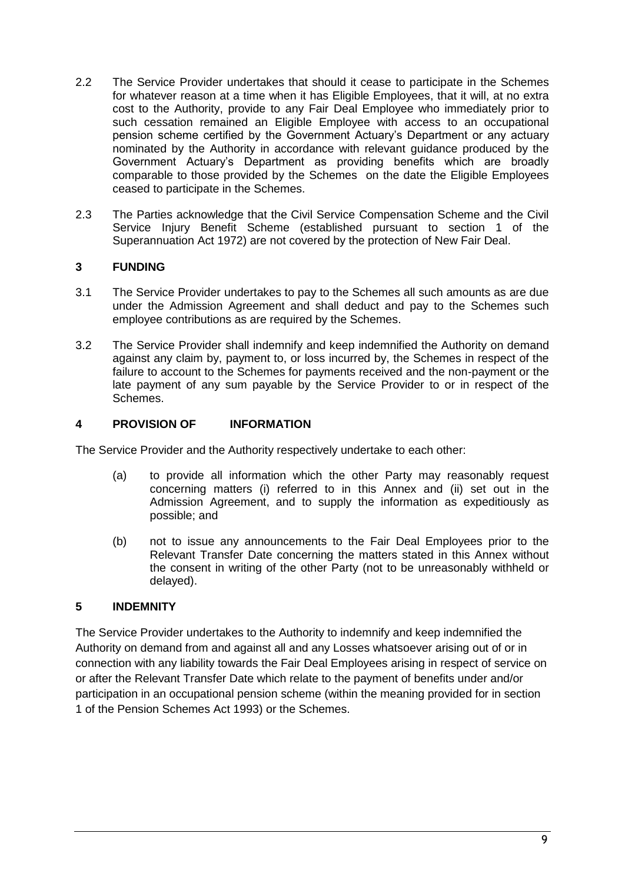2.2 The Service Provider undertakes that should it cease to participate in the Schemes for whatever reason at a time when it has Eligible Employees, that it will, at no extra cost to the Authority, provide to any Fair Deal Employee who immediately prior to such cessation remained an Eligible Employee with access to an occupational pension scheme certified by the Government Actuary's Department or any actuary nominated by the Authority in accordance with relevant guidance produced by the Government Actuary's Department as providing benefits which are broadly comparable to those provided by the Schemes on the date the Eligible Employees ceased to participate in the Schemes.

2.3 The Parties acknowledge that the Civil Service Compensation Scheme and the Civil Service Injury Benefit Scheme (established pursuant to section 1 of the Superannuation Act 1972) are not covered by the protection of New Fair Deal.

## 3 FUNDING

3.1 The Service Provider undertakes to pay to the Schemes all such amounts as are due under the Admission Agreement and shall deduct and pay to the Schemes such employee contributions as are required by the Schemes.

3.2 The Service Provider shall indemnify and keep indemnified the Authority on demand against any claim by, payment to, or loss incurred by, the Schemes in respect of the failure to account to the Schemes for payments received and the non-payment or the late payment of any sum payable by the Service Provider to or in respect of the Schemes.

## 4 PROVISION OF INFORMATION

The Service Provider and the Authority respectively undertake to each other:

(a) to provide all information which the other Party may reasonably request concerning matters (i) referred to in this Annex and (ii) set out in the Admission Agreement, and to supply the information as expeditiously as possible; and

(b) not to issue any announcements to the Fair Deal Employees prior to the Relevant Transfer Date concerning the matters stated in this Annex without the consent in writing of the other Party (not to be unreasonably withheld or delayed).

## 5 INDEMNITY

The Service Provider undertakes to the Authority to indemnify and keep indemnified the Authority on demand from and against all and any Losses whatsoever arising out of or in connection with any liability towards the Fair Deal Employees arising in respect of service on or after the Relevant Transfer Date which relate to the payment of benefits under and/or participation in an occupational pension scheme (within the meaning provided for in section 1 of the Pension Schemes Act 1993) or the Schemes.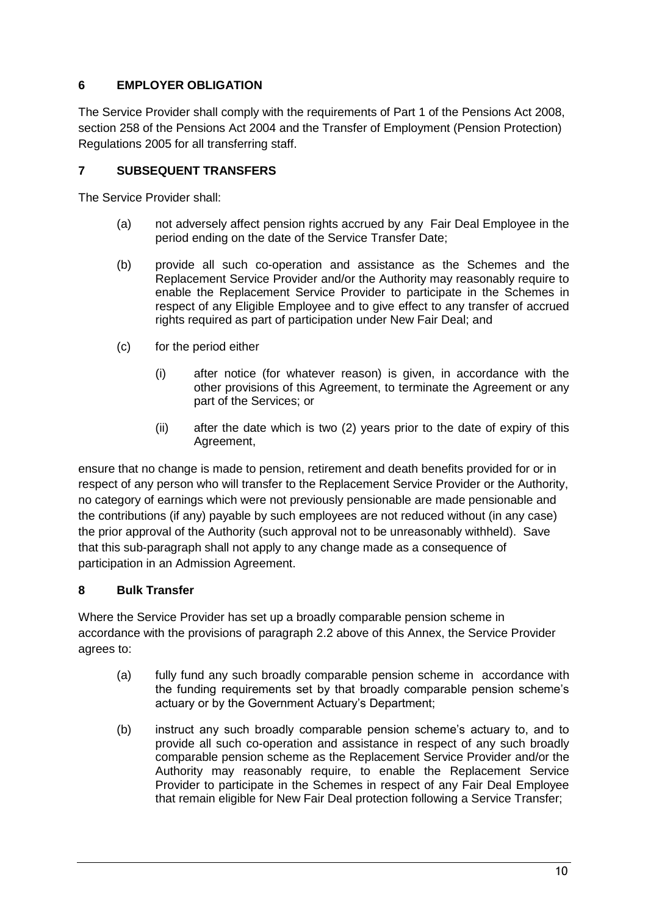## 6 EMPLOYER OBLIGATION

The Service Provider shall comply with the requirements of Part 1 of the Pensions Act 2008, section 258 of the Pensions Act 2004 and the Transfer of Employment (Pension Protection) Regulations 2005 for all transferring staff.

## 7 SUBSEQUENT TRANSFERS

The Service Provider shall:

(a) not adversely affect pension rights accrued by any Fair Deal Employee in the period ending on the date of the Service Transfer Date;

(b) provide all such co-operation and assistance as the Schemes and the Replacement Service Provider and/or the Authority may reasonably require to enable the Replacement Service Provider to participate in the Schemes in respect of any Eligible Employee and to give effect to any transfer of accrued rights required as part of participation under New Fair Deal; and

(c) for the period either

  (i) after notice (for whatever reason) is given, in accordance with the other provisions of this Agreement, to terminate the Agreement or any part of the Services; or

  (ii) after the date which is two (2) years prior to the date of expiry of this Agreement,

ensure that no change is made to pension, retirement and death benefits provided for or in respect of any person who will transfer to the Replacement Service Provider or the Authority, no category of earnings which were not previously pensionable are made pensionable and the contributions (if any) payable by such employees are not reduced without (in any case) the prior approval of the Authority (such approval not to be unreasonably withheld). Save that this sub-paragraph shall not apply to any change made as a consequence of participation in an Admission Agreement.

## 8 Bulk Transfer

Where the Service Provider has set up a broadly comparable pension scheme in accordance with the provisions of paragraph 2.2 above of this Annex, the Service Provider agrees to:

(a) fully fund any such broadly comparable pension scheme in accordance with the funding requirements set by that broadly comparable pension scheme's actuary or by the Government Actuary's Department;

(b) instruct any such broadly comparable pension scheme's actuary to, and to provide all such co-operation and assistance in respect of any such broadly comparable pension scheme as the Replacement Service Provider and/or the Authority may reasonably require, to enable the Replacement Service Provider to participate in the Schemes in respect of any Fair Deal Employee that remain eligible for New Fair Deal protection following a Service Transfer;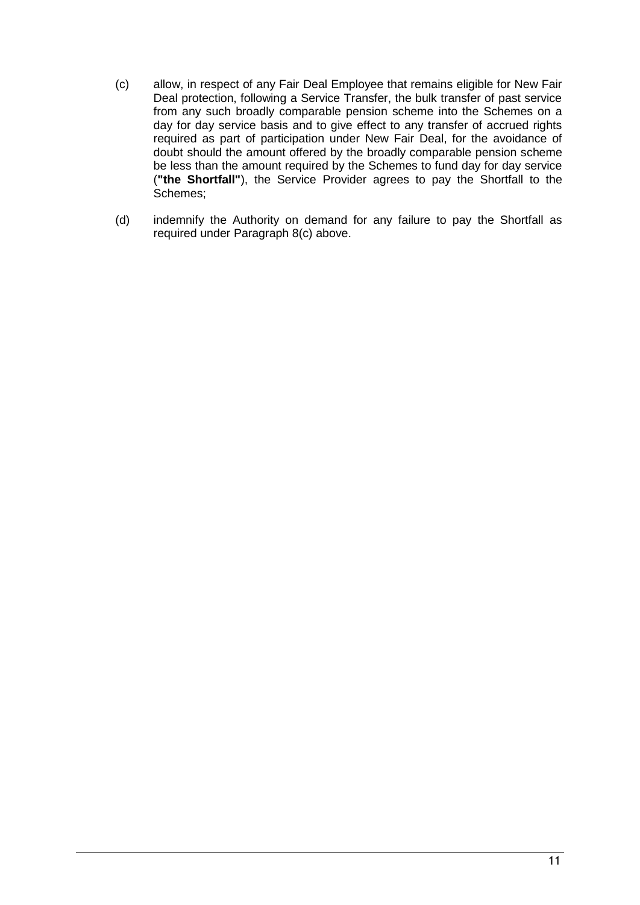(c) allow, in respect of any Fair Deal Employee that remains eligible for New Fair Deal protection, following a Service Transfer, the bulk transfer of past service from any such broadly comparable pension scheme into the Schemes on a day for day service basis and to give effect to any transfer of accrued rights required as part of participation under New Fair Deal, for the avoidance of doubt should the amount offered by the broadly comparable pension scheme be less than the amount required by the Schemes to fund day for day service (**"the Shortfall"**), the Service Provider agrees to pay the Shortfall to the Schemes;

(d) indemnify the Authority on demand for any failure to pay the Shortfall as required under Paragraph 8(c) above.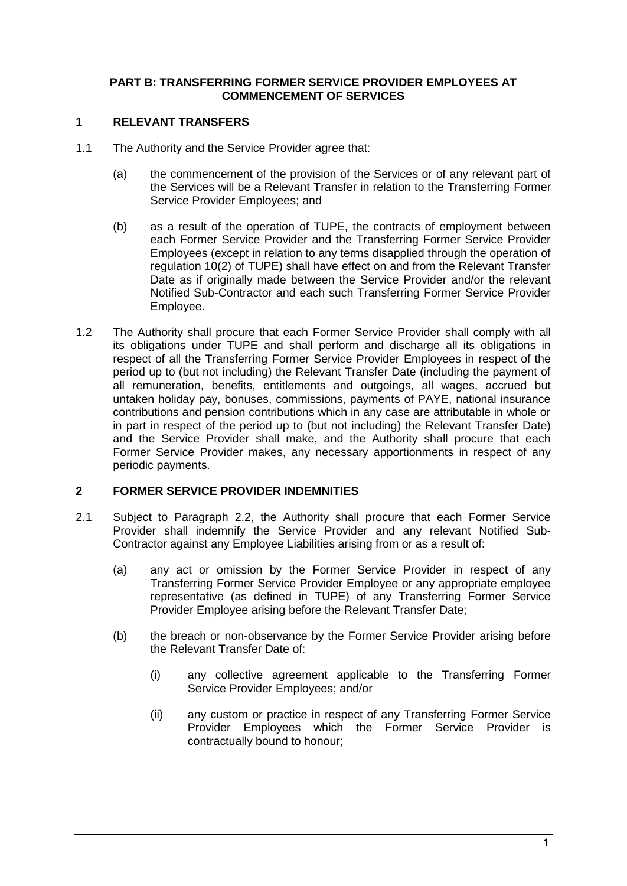## PART B: TRANSFERRING FORMER SERVICE PROVIDER EMPLOYEES AT COMMENCEMENT OF SERVICES

### 1 RELEVANT TRANSFERS

1.1 The Authority and the Service Provider agree that:

(a) the commencement of the provision of the Services or of any relevant part of the Services will be a Relevant Transfer in relation to the Transferring Former Service Provider Employees; and

(b) as a result of the operation of TUPE, the contracts of employment between each Former Service Provider and the Transferring Former Service Provider Employees (except in relation to any terms disapplied through the operation of regulation 10(2) of TUPE) shall have effect on and from the Relevant Transfer Date as if originally made between the Service Provider and/or the relevant Notified Sub-Contractor and each such Transferring Former Service Provider Employee.

1.2 The Authority shall procure that each Former Service Provider shall comply with all its obligations under TUPE and shall perform and discharge all its obligations in respect of all the Transferring Former Service Provider Employees in respect of the period up to (but not including) the Relevant Transfer Date (including the payment of all remuneration, benefits, entitlements and outgoings, all wages, accrued but untaken holiday pay, bonuses, commissions, payments of PAYE, national insurance contributions and pension contributions which in any case are attributable in whole or in part in respect of the period up to (but not including) the Relevant Transfer Date) and the Service Provider shall make, and the Authority shall procure that each Former Service Provider makes, any necessary apportionments in respect of any periodic payments.

### 2 FORMER SERVICE PROVIDER INDEMNITIES

2.1 Subject to Paragraph 2.2, the Authority shall procure that each Former Service Provider shall indemnify the Service Provider and any relevant Notified Sub-Contractor against any Employee Liabilities arising from or as a result of:

(a) any act or omission by the Former Service Provider in respect of any Transferring Former Service Provider Employee or any appropriate employee representative (as defined in TUPE) of any Transferring Former Service Provider Employee arising before the Relevant Transfer Date;

(b) the breach or non-observance by the Former Service Provider arising before the Relevant Transfer Date of:

(i) any collective agreement applicable to the Transferring Former Service Provider Employees; and/or

(ii) any custom or practice in respect of any Transferring Former Service Provider Employees which the Former Service Provider is contractually bound to honour;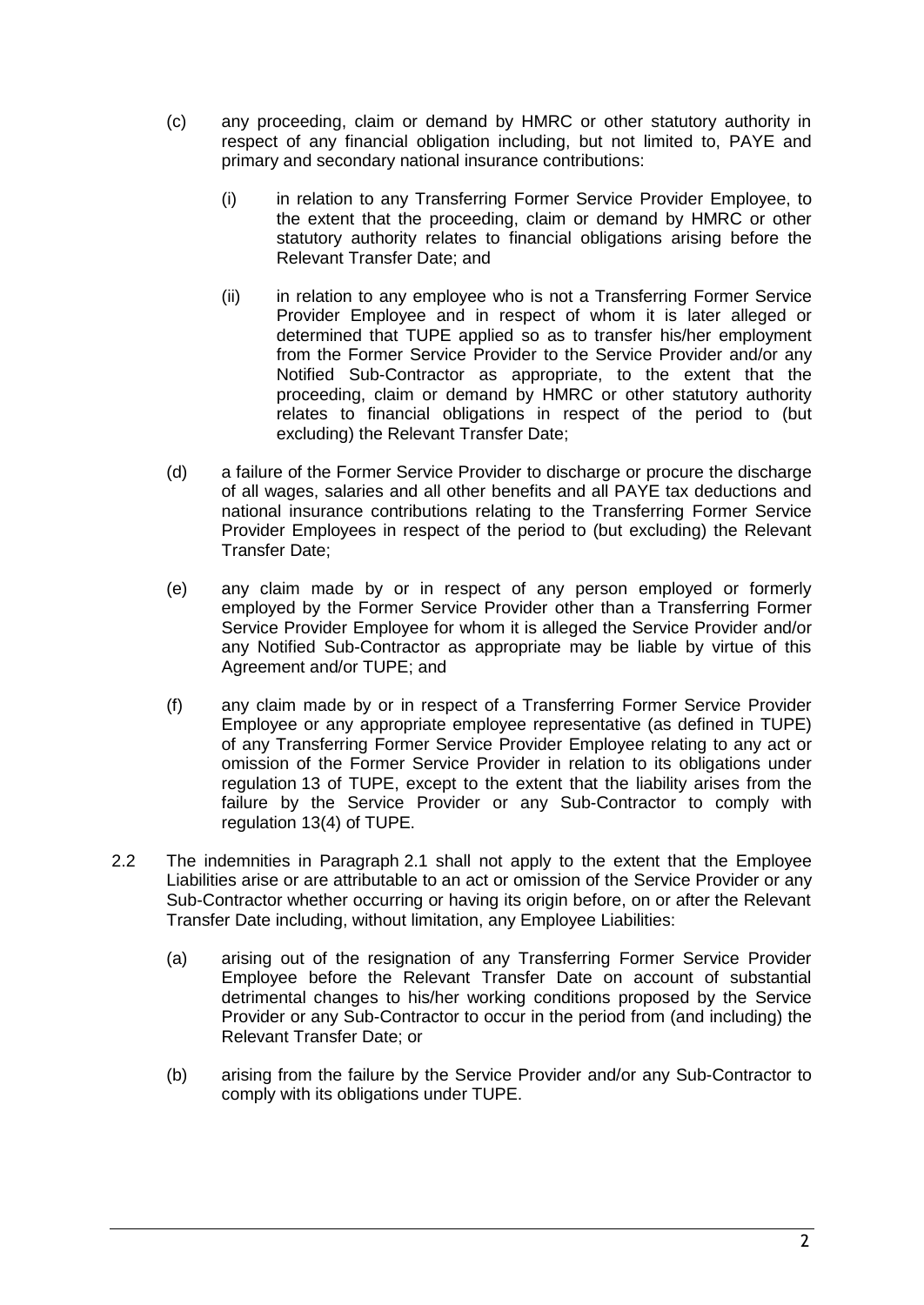(c) any proceeding, claim or demand by HMRC or other statutory authority in respect of any financial obligation including, but not limited to, PAYE and primary and secondary national insurance contributions:

   (i) in relation to any Transferring Former Service Provider Employee, to the extent that the proceeding, claim or demand by HMRC or other statutory authority relates to financial obligations arising before the Relevant Transfer Date; and

   (ii) in relation to any employee who is not a Transferring Former Service Provider Employee and in respect of whom it is later alleged or determined that TUPE applied so as to transfer his/her employment from the Former Service Provider to the Service Provider and/or any Notified Sub-Contractor as appropriate, to the extent that the proceeding, claim or demand by HMRC or other statutory authority relates to financial obligations in respect of the period to (but excluding) the Relevant Transfer Date;

(d) a failure of the Former Service Provider to discharge or procure the discharge of all wages, salaries and all other benefits and all PAYE tax deductions and national insurance contributions relating to the Transferring Former Service Provider Employees in respect of the period to (but excluding) the Relevant Transfer Date;

(e) any claim made by or in respect of any person employed or formerly employed by the Former Service Provider other than a Transferring Former Service Provider Employee for whom it is alleged the Service Provider and/or any Notified Sub-Contractor as appropriate may be liable by virtue of this Agreement and/or TUPE; and

(f) any claim made by or in respect of a Transferring Former Service Provider Employee or any appropriate employee representative (as defined in TUPE) of any Transferring Former Service Provider Employee relating to any act or omission of the Former Service Provider in relation to its obligations under regulation 13 of TUPE, except to the extent that the liability arises from the failure by the Service Provider or any Sub-Contractor to comply with regulation 13(4) of TUPE.

2.2 The indemnities in Paragraph 2.1 shall not apply to the extent that the Employee Liabilities arise or are attributable to an act or omission of the Service Provider or any Sub-Contractor whether occurring or having its origin before, on or after the Relevant Transfer Date including, without limitation, any Employee Liabilities:

   (a) arising out of the resignation of any Transferring Former Service Provider Employee before the Relevant Transfer Date on account of substantial detrimental changes to his/her working conditions proposed by the Service Provider or any Sub-Contractor to occur in the period from (and including) the Relevant Transfer Date; or

   (b) arising from the failure by the Service Provider and/or any Sub-Contractor to comply with its obligations under TUPE.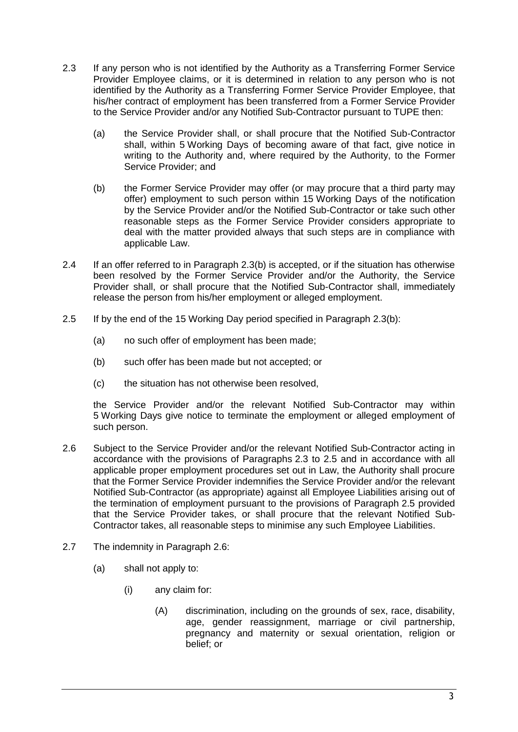2.3 If any person who is not identified by the Authority as a Transferring Former Service Provider Employee claims, or it is determined in relation to any person who is not identified by the Authority as a Transferring Former Service Provider Employee, that his/her contract of employment has been transferred from a Former Service Provider to the Service Provider and/or any Notified Sub-Contractor pursuant to TUPE then:

(a) the Service Provider shall, or shall procure that the Notified Sub-Contractor shall, within 5 Working Days of becoming aware of that fact, give notice in writing to the Authority and, where required by the Authority, to the Former Service Provider; and

(b) the Former Service Provider may offer (or may procure that a third party may offer) employment to such person within 15 Working Days of the notification by the Service Provider and/or the Notified Sub-Contractor or take such other reasonable steps as the Former Service Provider considers appropriate to deal with the matter provided always that such steps are in compliance with applicable Law.

2.4 If an offer referred to in Paragraph 2.3(b) is accepted, or if the situation has otherwise been resolved by the Former Service Provider and/or the Authority, the Service Provider shall, or shall procure that the Notified Sub-Contractor shall, immediately release the person from his/her employment or alleged employment.

2.5 If by the end of the 15 Working Day period specified in Paragraph 2.3(b):

(a) no such offer of employment has been made;

(b) such offer has been made but not accepted; or

(c) the situation has not otherwise been resolved,

the Service Provider and/or the relevant Notified Sub-Contractor may within 5 Working Days give notice to terminate the employment or alleged employment of such person.

2.6 Subject to the Service Provider and/or the relevant Notified Sub-Contractor acting in accordance with the provisions of Paragraphs 2.3 to 2.5 and in accordance with all applicable proper employment procedures set out in Law, the Authority shall procure that the Former Service Provider indemnifies the Service Provider and/or the relevant Notified Sub-Contractor (as appropriate) against all Employee Liabilities arising out of the termination of employment pursuant to the provisions of Paragraph 2.5 provided that the Service Provider takes, or shall procure that the relevant Notified Sub-Contractor takes, all reasonable steps to minimise any such Employee Liabilities.

2.7 The indemnity in Paragraph 2.6:

(a) shall not apply to:

(i) any claim for:

(A) discrimination, including on the grounds of sex, race, disability, age, gender reassignment, marriage or civil partnership, pregnancy and maternity or sexual orientation, religion or belief; or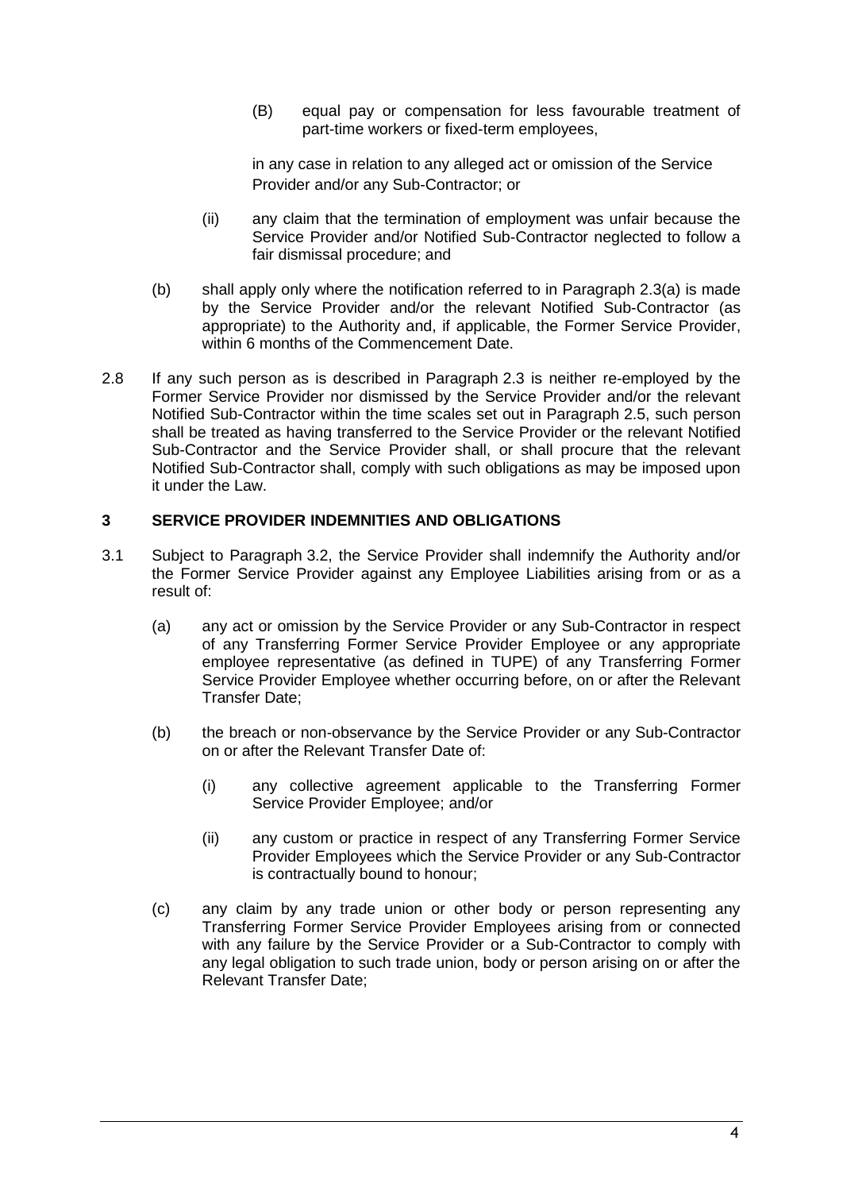(B) equal pay or compensation for less favourable treatment of part-time workers or fixed-term employees,

in any case in relation to any alleged act or omission of the Service Provider and/or any Sub-Contractor; or

(ii) any claim that the termination of employment was unfair because the Service Provider and/or Notified Sub-Contractor neglected to follow a fair dismissal procedure; and

(b) shall apply only where the notification referred to in Paragraph 2.3(a) is made by the Service Provider and/or the relevant Notified Sub-Contractor (as appropriate) to the Authority and, if applicable, the Former Service Provider, within 6 months of the Commencement Date.

2.8 If any such person as is described in Paragraph 2.3 is neither re-employed by the Former Service Provider nor dismissed by the Service Provider and/or the relevant Notified Sub-Contractor within the time scales set out in Paragraph 2.5, such person shall be treated as having transferred to the Service Provider or the relevant Notified Sub-Contractor and the Service Provider shall, or shall procure that the relevant Notified Sub-Contractor shall, comply with such obligations as may be imposed upon it under the Law.

## 3 SERVICE PROVIDER INDEMNITIES AND OBLIGATIONS

3.1 Subject to Paragraph 3.2, the Service Provider shall indemnify the Authority and/or the Former Service Provider against any Employee Liabilities arising from or as a result of:

(a) any act or omission by the Service Provider or any Sub-Contractor in respect of any Transferring Former Service Provider Employee or any appropriate employee representative (as defined in TUPE) of any Transferring Former Service Provider Employee whether occurring before, on or after the Relevant Transfer Date;

(b) the breach or non-observance by the Service Provider or any Sub-Contractor on or after the Relevant Transfer Date of:

(i) any collective agreement applicable to the Transferring Former Service Provider Employee; and/or

(ii) any custom or practice in respect of any Transferring Former Service Provider Employees which the Service Provider or any Sub-Contractor is contractually bound to honour;

(c) any claim by any trade union or other body or person representing any Transferring Former Service Provider Employees arising from or connected with any failure by the Service Provider or a Sub-Contractor to comply with any legal obligation to such trade union, body or person arising on or after the Relevant Transfer Date;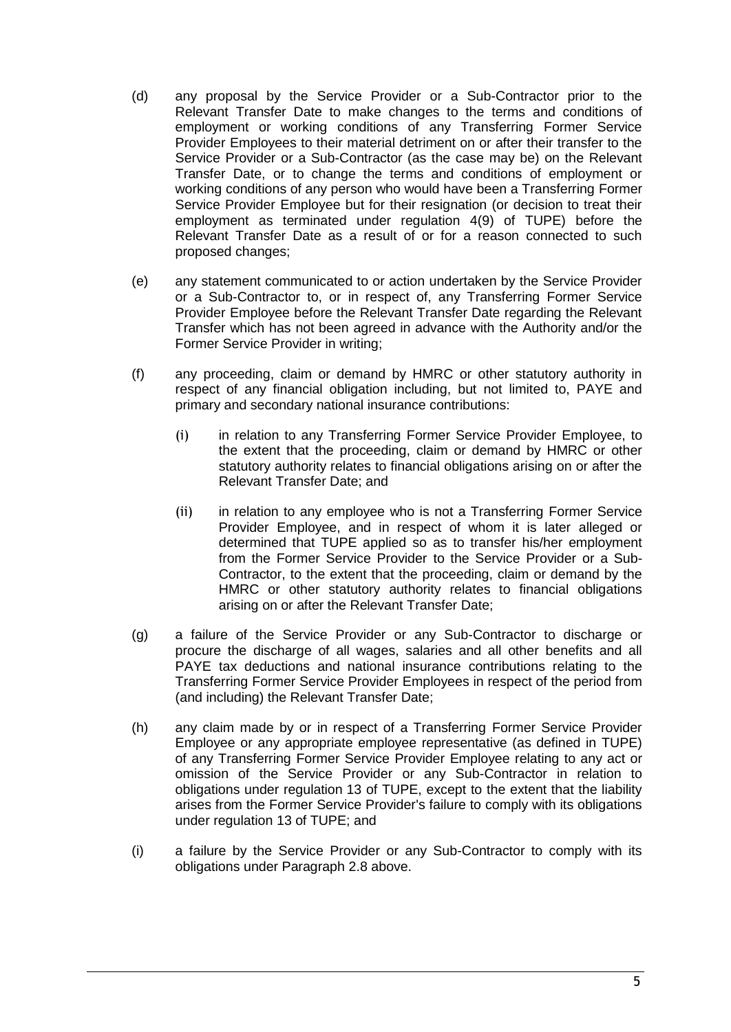(d) any proposal by the Service Provider or a Sub-Contractor prior to the Relevant Transfer Date to make changes to the terms and conditions of employment or working conditions of any Transferring Former Service Provider Employees to their material detriment on or after their transfer to the Service Provider or a Sub-Contractor (as the case may be) on the Relevant Transfer Date, or to change the terms and conditions of employment or working conditions of any person who would have been a Transferring Former Service Provider Employee but for their resignation (or decision to treat their employment as terminated under regulation 4(9) of TUPE) before the Relevant Transfer Date as a result of or for a reason connected to such proposed changes;

(e) any statement communicated to or action undertaken by the Service Provider or a Sub-Contractor to, or in respect of, any Transferring Former Service Provider Employee before the Relevant Transfer Date regarding the Relevant Transfer which has not been agreed in advance with the Authority and/or the Former Service Provider in writing;

(f) any proceeding, claim or demand by HMRC or other statutory authority in respect of any financial obligation including, but not limited to, PAYE and primary and secondary national insurance contributions:

  (i) in relation to any Transferring Former Service Provider Employee, to the extent that the proceeding, claim or demand by HMRC or other statutory authority relates to financial obligations arising on or after the Relevant Transfer Date; and

  (ii) in relation to any employee who is not a Transferring Former Service Provider Employee, and in respect of whom it is later alleged or determined that TUPE applied so as to transfer his/her employment from the Former Service Provider to the Service Provider or a Sub-Contractor, to the extent that the proceeding, claim or demand by the HMRC or other statutory authority relates to financial obligations arising on or after the Relevant Transfer Date;

(g) a failure of the Service Provider or any Sub-Contractor to discharge or procure the discharge of all wages, salaries and all other benefits and all PAYE tax deductions and national insurance contributions relating to the Transferring Former Service Provider Employees in respect of the period from (and including) the Relevant Transfer Date;

(h) any claim made by or in respect of a Transferring Former Service Provider Employee or any appropriate employee representative (as defined in TUPE) of any Transferring Former Service Provider Employee relating to any act or omission of the Service Provider or any Sub-Contractor in relation to obligations under regulation 13 of TUPE, except to the extent that the liability arises from the Former Service Provider's failure to comply with its obligations under regulation 13 of TUPE; and

(i) a failure by the Service Provider or any Sub-Contractor to comply with its obligations under Paragraph 2.8 above.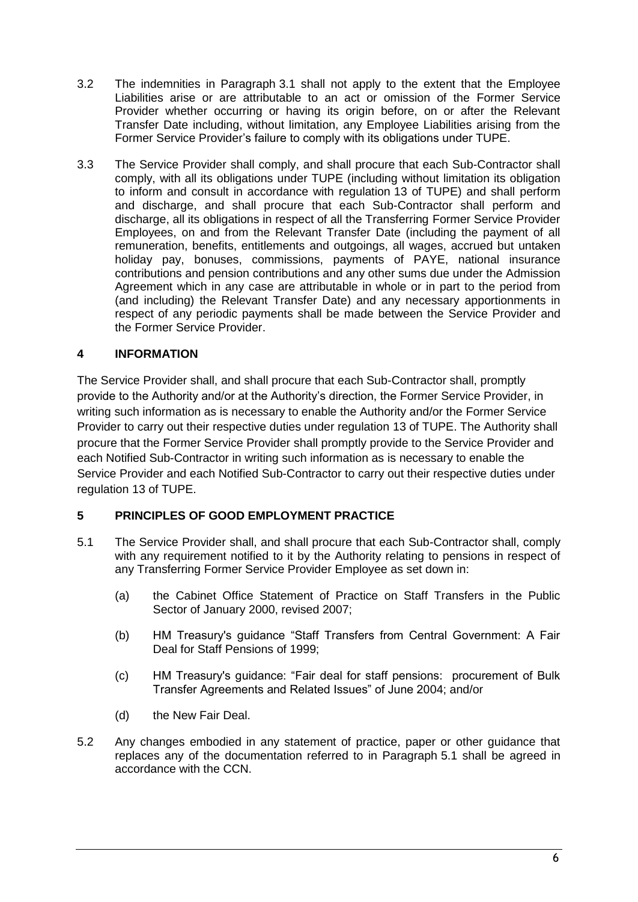3.2 The indemnities in Paragraph 3.1 shall not apply to the extent that the Employee Liabilities arise or are attributable to an act or omission of the Former Service Provider whether occurring or having its origin before, on or after the Relevant Transfer Date including, without limitation, any Employee Liabilities arising from the Former Service Provider's failure to comply with its obligations under TUPE.

3.3 The Service Provider shall comply, and shall procure that each Sub-Contractor shall comply, with all its obligations under TUPE (including without limitation its obligation to inform and consult in accordance with regulation 13 of TUPE) and shall perform and discharge, and shall procure that each Sub-Contractor shall perform and discharge, all its obligations in respect of all the Transferring Former Service Provider Employees, on and from the Relevant Transfer Date (including the payment of all remuneration, benefits, entitlements and outgoings, all wages, accrued but untaken holiday pay, bonuses, commissions, payments of PAYE, national insurance contributions and pension contributions and any other sums due under the Admission Agreement which in any case are attributable in whole or in part to the period from (and including) the Relevant Transfer Date) and any necessary apportionments in respect of any periodic payments shall be made between the Service Provider and the Former Service Provider.

## 4 INFORMATION

The Service Provider shall, and shall procure that each Sub-Contractor shall, promptly provide to the Authority and/or at the Authority's direction, the Former Service Provider, in writing such information as is necessary to enable the Authority and/or the Former Service Provider to carry out their respective duties under regulation 13 of TUPE. The Authority shall procure that the Former Service Provider shall promptly provide to the Service Provider and each Notified Sub-Contractor in writing such information as is necessary to enable the Service Provider and each Notified Sub-Contractor to carry out their respective duties under regulation 13 of TUPE.

## 5 PRINCIPLES OF GOOD EMPLOYMENT PRACTICE

5.1 The Service Provider shall, and shall procure that each Sub-Contractor shall, comply with any requirement notified to it by the Authority relating to pensions in respect of any Transferring Former Service Provider Employee as set down in:

(a) the Cabinet Office Statement of Practice on Staff Transfers in the Public Sector of January 2000, revised 2007;

(b) HM Treasury's guidance "Staff Transfers from Central Government: A Fair Deal for Staff Pensions of 1999;

(c) HM Treasury's guidance: "Fair deal for staff pensions: procurement of Bulk Transfer Agreements and Related Issues" of June 2004; and/or

(d) the New Fair Deal.

5.2 Any changes embodied in any statement of practice, paper or other guidance that replaces any of the documentation referred to in Paragraph 5.1 shall be agreed in accordance with the CCN.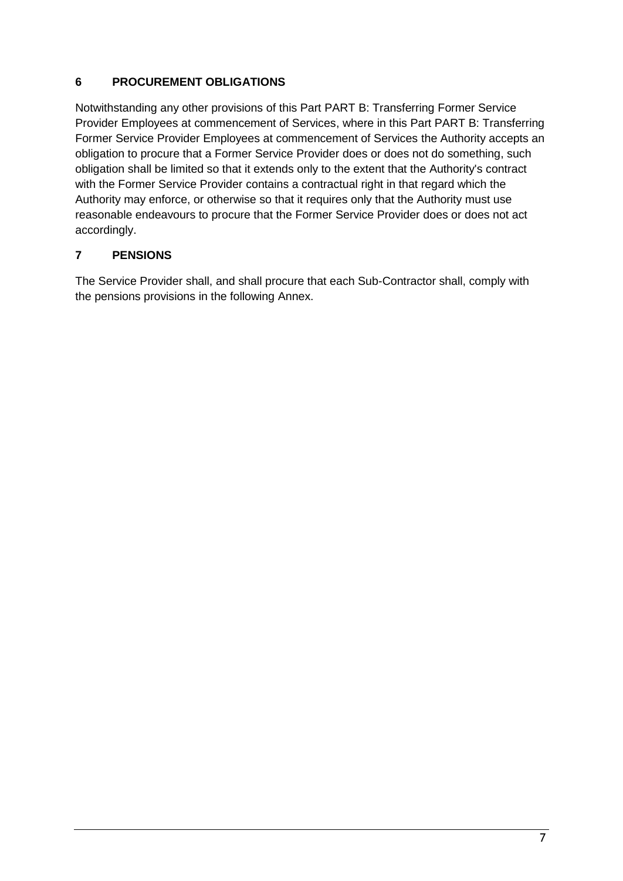## 6 PROCUREMENT OBLIGATIONS

Notwithstanding any other provisions of this Part PART B: Transferring Former Service Provider Employees at commencement of Services, where in this Part PART B: Transferring Former Service Provider Employees at commencement of Services the Authority accepts an obligation to procure that a Former Service Provider does or does not do something, such obligation shall be limited so that it extends only to the extent that the Authority's contract with the Former Service Provider contains a contractual right in that regard which the Authority may enforce, or otherwise so that it requires only that the Authority must use reasonable endeavours to procure that the Former Service Provider does or does not act accordingly.

## 7 PENSIONS

The Service Provider shall, and shall procure that each Sub-Contractor shall, comply with the pensions provisions in the following Annex.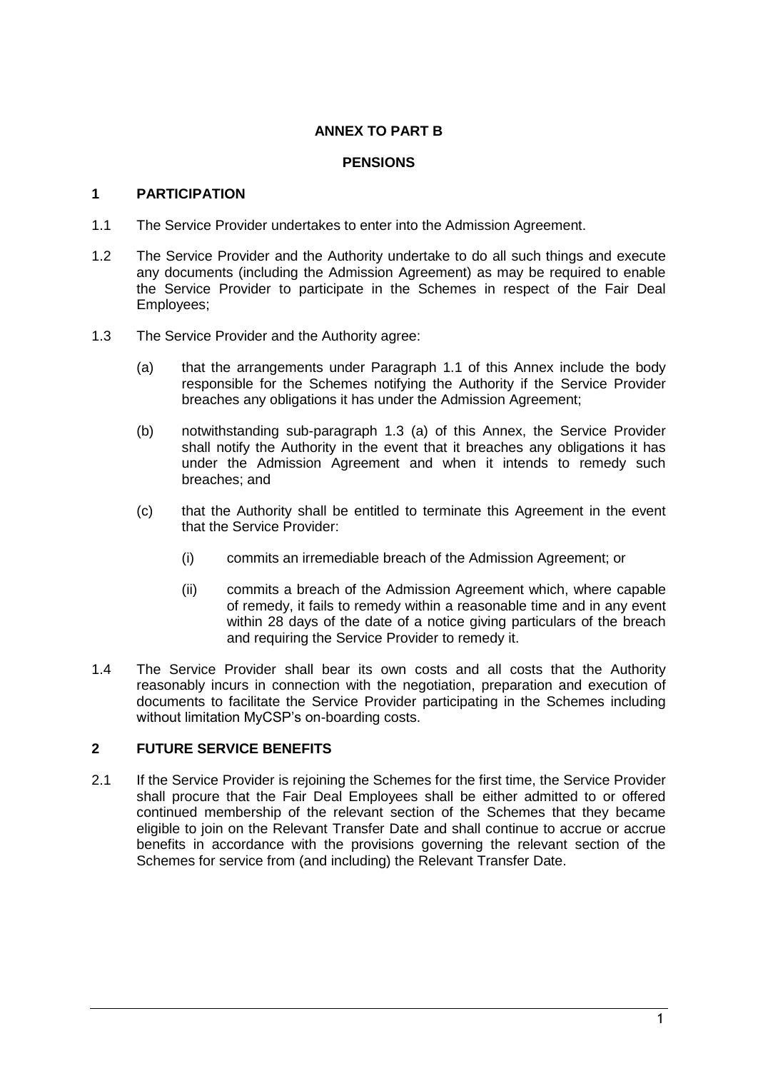# ANNEX TO PART B

## PENSIONS

### 1 PARTICIPATION

1.1 The Service Provider undertakes to enter into the Admission Agreement.

1.2 The Service Provider and the Authority undertake to do all such things and execute any documents (including the Admission Agreement) as may be required to enable the Service Provider to participate in the Schemes in respect of the Fair Deal Employees;

1.3 The Service Provider and the Authority agree:

(a) that the arrangements under Paragraph 1.1 of this Annex include the body responsible for the Schemes notifying the Authority if the Service Provider breaches any obligations it has under the Admission Agreement;

(b) notwithstanding sub-paragraph 1.3 (a) of this Annex, the Service Provider shall notify the Authority in the event that it breaches any obligations it has under the Admission Agreement and when it intends to remedy such breaches; and

(c) that the Authority shall be entitled to terminate this Agreement in the event that the Service Provider:

(i) commits an irremediable breach of the Admission Agreement; or

(ii) commits a breach of the Admission Agreement which, where capable of remedy, it fails to remedy within a reasonable time and in any event within 28 days of the date of a notice giving particulars of the breach and requiring the Service Provider to remedy it.

1.4 The Service Provider shall bear its own costs and all costs that the Authority reasonably incurs in connection with the negotiation, preparation and execution of documents to facilitate the Service Provider participating in the Schemes including without limitation MyCSP's on-boarding costs.

### 2 FUTURE SERVICE BENEFITS

2.1 If the Service Provider is rejoining the Schemes for the first time, the Service Provider shall procure that the Fair Deal Employees shall be either admitted to or offered continued membership of the relevant section of the Schemes that they became eligible to join on the Relevant Transfer Date and shall continue to accrue or accrue benefits in accordance with the provisions governing the relevant section of the Schemes for service from (and including) the Relevant Transfer Date.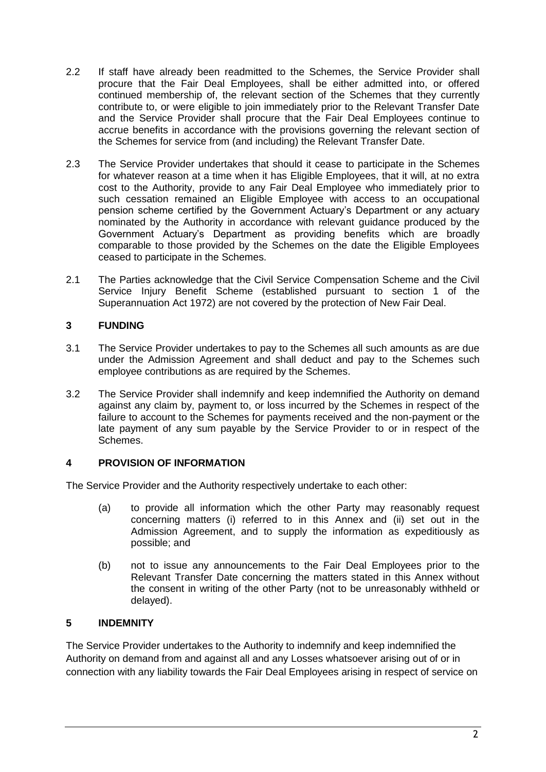2.2 If staff have already been readmitted to the Schemes, the Service Provider shall procure that the Fair Deal Employees, shall be either admitted into, or offered continued membership of, the relevant section of the Schemes that they currently contribute to, or were eligible to join immediately prior to the Relevant Transfer Date and the Service Provider shall procure that the Fair Deal Employees continue to accrue benefits in accordance with the provisions governing the relevant section of the Schemes for service from (and including) the Relevant Transfer Date.

2.3 The Service Provider undertakes that should it cease to participate in the Schemes for whatever reason at a time when it has Eligible Employees, that it will, at no extra cost to the Authority, provide to any Fair Deal Employee who immediately prior to such cessation remained an Eligible Employee with access to an occupational pension scheme certified by the Government Actuary's Department or any actuary nominated by the Authority in accordance with relevant guidance produced by the Government Actuary's Department as providing benefits which are broadly comparable to those provided by the Schemes on the date the Eligible Employees ceased to participate in the Schemes.

2.1 The Parties acknowledge that the Civil Service Compensation Scheme and the Civil Service Injury Benefit Scheme (established pursuant to section 1 of the Superannuation Act 1972) are not covered by the protection of New Fair Deal.

### 3 FUNDING

3.1 The Service Provider undertakes to pay to the Schemes all such amounts as are due under the Admission Agreement and shall deduct and pay to the Schemes such employee contributions as are required by the Schemes.

3.2 The Service Provider shall indemnify and keep indemnified the Authority on demand against any claim by, payment to, or loss incurred by the Schemes in respect of the failure to account to the Schemes for payments received and the non-payment or the late payment of any sum payable by the Service Provider to or in respect of the Schemes.

### 4 PROVISION OF INFORMATION

The Service Provider and the Authority respectively undertake to each other:

(a) to provide all information which the other Party may reasonably request concerning matters (i) referred to in this Annex and (ii) set out in the Admission Agreement, and to supply the information as expeditiously as possible; and

(b) not to issue any announcements to the Fair Deal Employees prior to the Relevant Transfer Date concerning the matters stated in this Annex without the consent in writing of the other Party (not to be unreasonably withheld or delayed).

### 5 INDEMNITY

The Service Provider undertakes to the Authority to indemnify and keep indemnified the Authority on demand from and against all and any Losses whatsoever arising out of or in connection with any liability towards the Fair Deal Employees arising in respect of service on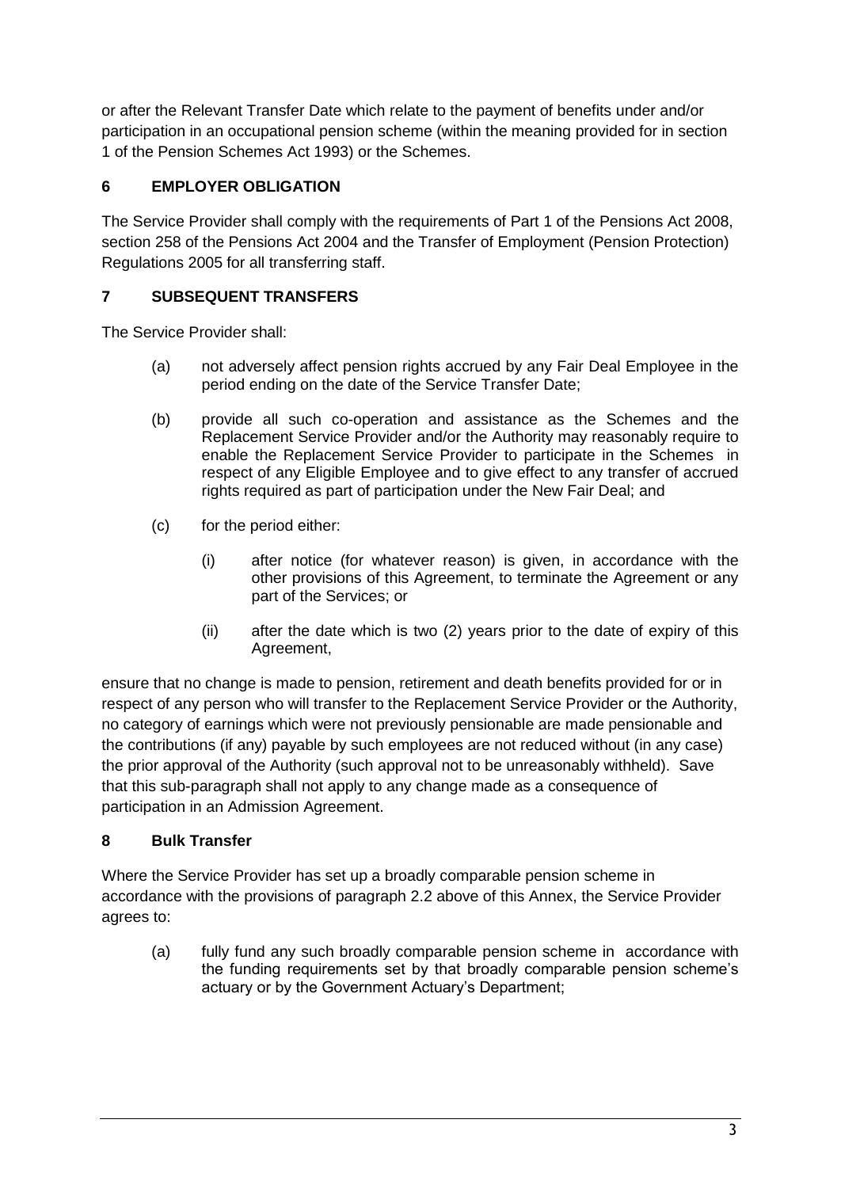or after the Relevant Transfer Date which relate to the payment of benefits under and/or participation in an occupational pension scheme (within the meaning provided for in section 1 of the Pension Schemes Act 1993) or the Schemes.

## 6 EMPLOYER OBLIGATION

The Service Provider shall comply with the requirements of Part 1 of the Pensions Act 2008, section 258 of the Pensions Act 2004 and the Transfer of Employment (Pension Protection) Regulations 2005 for all transferring staff.

## 7 SUBSEQUENT TRANSFERS

The Service Provider shall:

(a) not adversely affect pension rights accrued by any Fair Deal Employee in the period ending on the date of the Service Transfer Date;

(b) provide all such co-operation and assistance as the Schemes and the Replacement Service Provider and/or the Authority may reasonably require to enable the Replacement Service Provider to participate in the Schemes in respect of any Eligible Employee and to give effect to any transfer of accrued rights required as part of participation under the New Fair Deal; and

(c) for the period either:

(i) after notice (for whatever reason) is given, in accordance with the other provisions of this Agreement, to terminate the Agreement or any part of the Services; or

(ii) after the date which is two (2) years prior to the date of expiry of this Agreement,

ensure that no change is made to pension, retirement and death benefits provided for or in respect of any person who will transfer to the Replacement Service Provider or the Authority, no category of earnings which were not previously pensionable are made pensionable and the contributions (if any) payable by such employees are not reduced without (in any case) the prior approval of the Authority (such approval not to be unreasonably withheld). Save that this sub-paragraph shall not apply to any change made as a consequence of participation in an Admission Agreement.

## 8 Bulk Transfer

Where the Service Provider has set up a broadly comparable pension scheme in accordance with the provisions of paragraph 2.2 above of this Annex, the Service Provider agrees to:

(a) fully fund any such broadly comparable pension scheme in accordance with the funding requirements set by that broadly comparable pension scheme's actuary or by the Government Actuary's Department;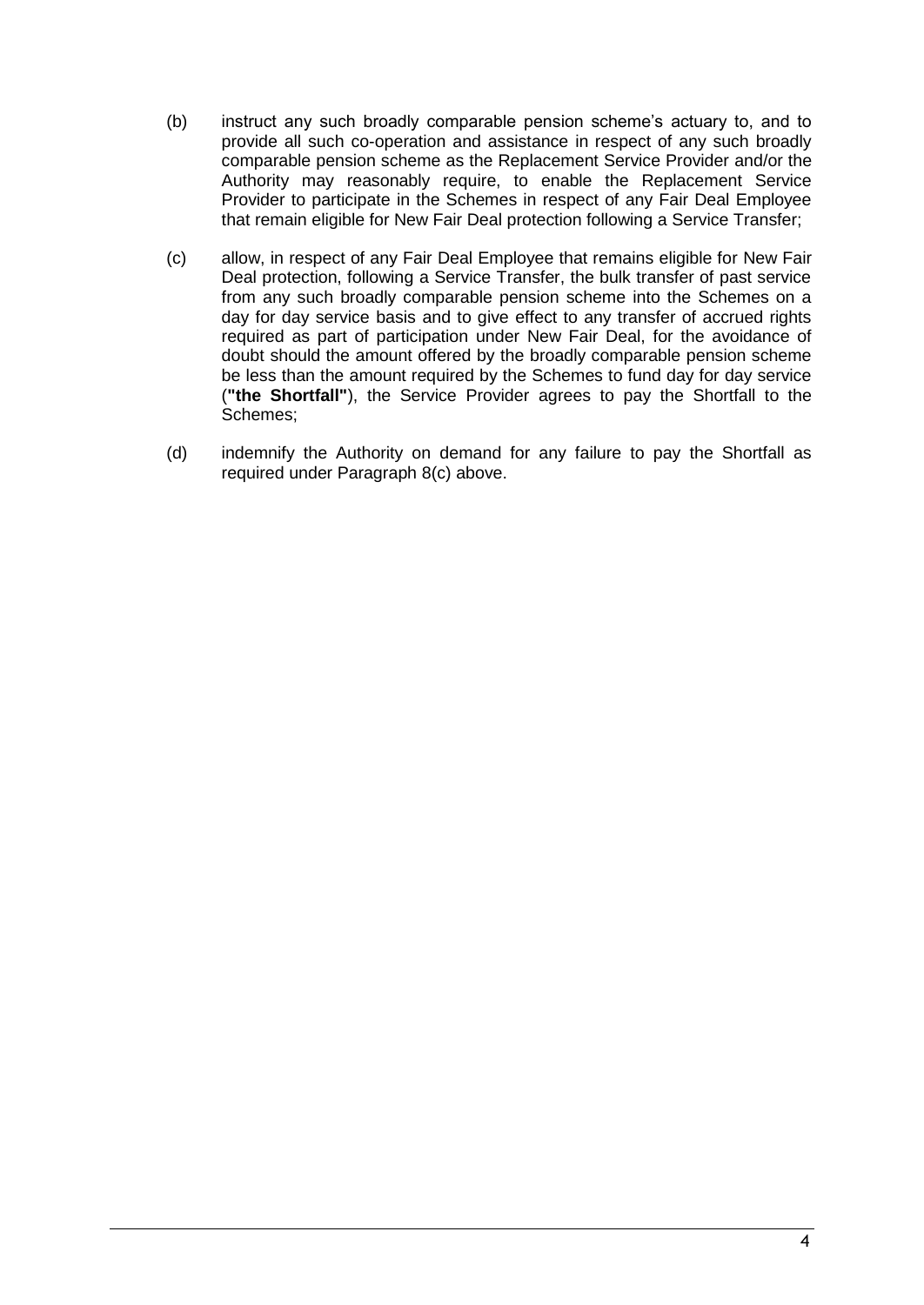(b) instruct any such broadly comparable pension scheme's actuary to, and to provide all such co-operation and assistance in respect of any such broadly comparable pension scheme as the Replacement Service Provider and/or the Authority may reasonably require, to enable the Replacement Service Provider to participate in the Schemes in respect of any Fair Deal Employee that remain eligible for New Fair Deal protection following a Service Transfer;

(c) allow, in respect of any Fair Deal Employee that remains eligible for New Fair Deal protection, following a Service Transfer, the bulk transfer of past service from any such broadly comparable pension scheme into the Schemes on a day for day service basis and to give effect to any transfer of accrued rights required as part of participation under New Fair Deal, for the avoidance of doubt should the amount offered by the broadly comparable pension scheme be less than the amount required by the Schemes to fund day for day service (**"the Shortfall"**), the Service Provider agrees to pay the Shortfall to the Schemes;

(d) indemnify the Authority on demand for any failure to pay the Shortfall as required under Paragraph 8(c) above.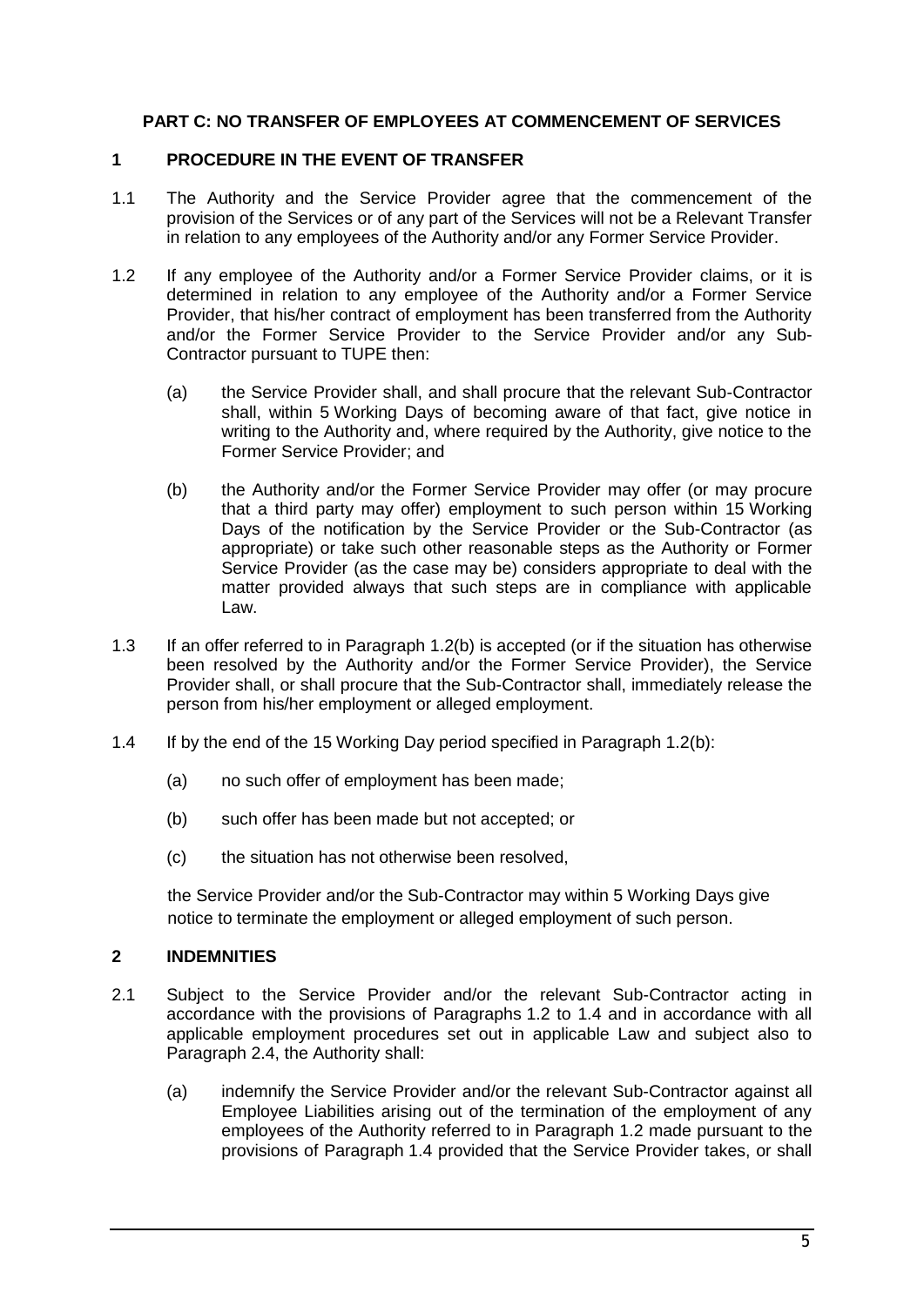## PART C: NO TRANSFER OF EMPLOYEES AT COMMENCEMENT OF SERVICES

### 1 PROCEDURE IN THE EVENT OF TRANSFER

1.1 The Authority and the Service Provider agree that the commencement of the provision of the Services or of any part of the Services will not be a Relevant Transfer in relation to any employees of the Authority and/or any Former Service Provider.

1.2 If any employee of the Authority and/or a Former Service Provider claims, or it is determined in relation to any employee of the Authority and/or a Former Service Provider, that his/her contract of employment has been transferred from the Authority and/or the Former Service Provider to the Service Provider and/or any Sub-Contractor pursuant to TUPE then:

(a) the Service Provider shall, and shall procure that the relevant Sub-Contractor shall, within 5 Working Days of becoming aware of that fact, give notice in writing to the Authority and, where required by the Authority, give notice to the Former Service Provider; and

(b) the Authority and/or the Former Service Provider may offer (or may procure that a third party may offer) employment to such person within 15 Working Days of the notification by the Service Provider or the Sub-Contractor (as appropriate) or take such other reasonable steps as the Authority or Former Service Provider (as the case may be) considers appropriate to deal with the matter provided always that such steps are in compliance with applicable Law.

1.3 If an offer referred to in Paragraph 1.2(b) is accepted (or if the situation has otherwise been resolved by the Authority and/or the Former Service Provider), the Service Provider shall, or shall procure that the Sub-Contractor shall, immediately release the person from his/her employment or alleged employment.

1.4 If by the end of the 15 Working Day period specified in Paragraph 1.2(b):

(a) no such offer of employment has been made;

(b) such offer has been made but not accepted; or

(c) the situation has not otherwise been resolved,

the Service Provider and/or the Sub-Contractor may within 5 Working Days give notice to terminate the employment or alleged employment of such person.

### 2 INDEMNITIES

2.1 Subject to the Service Provider and/or the relevant Sub-Contractor acting in accordance with the provisions of Paragraphs 1.2 to 1.4 and in accordance with all applicable employment procedures set out in applicable Law and subject also to Paragraph 2.4, the Authority shall:

(a) indemnify the Service Provider and/or the relevant Sub-Contractor against all Employee Liabilities arising out of the termination of the employment of any employees of the Authority referred to in Paragraph 1.2 made pursuant to the provisions of Paragraph 1.4 provided that the Service Provider takes, or shall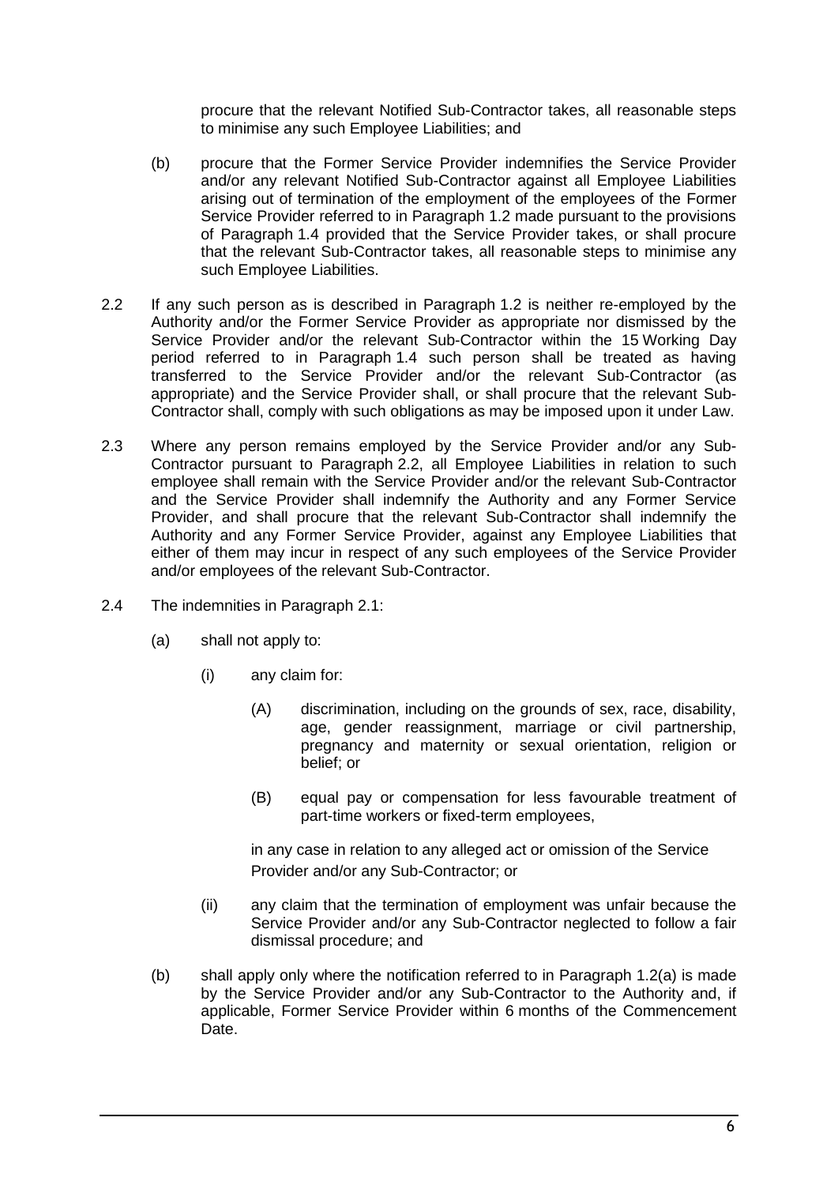procure that the relevant Notified Sub-Contractor takes, all reasonable steps to minimise any such Employee Liabilities; and

(b) procure that the Former Service Provider indemnifies the Service Provider and/or any relevant Notified Sub-Contractor against all Employee Liabilities arising out of termination of the employment of the employees of the Former Service Provider referred to in Paragraph 1.2 made pursuant to the provisions of Paragraph 1.4 provided that the Service Provider takes, or shall procure that the relevant Sub-Contractor takes, all reasonable steps to minimise any such Employee Liabilities.

2.2 If any such person as is described in Paragraph 1.2 is neither re-employed by the Authority and/or the Former Service Provider as appropriate nor dismissed by the Service Provider and/or the relevant Sub-Contractor within the 15 Working Day period referred to in Paragraph 1.4 such person shall be treated as having transferred to the Service Provider and/or the relevant Sub-Contractor (as appropriate) and the Service Provider shall, or shall procure that the relevant Sub-Contractor shall, comply with such obligations as may be imposed upon it under Law.

2.3 Where any person remains employed by the Service Provider and/or any Sub-Contractor pursuant to Paragraph 2.2, all Employee Liabilities in relation to such employee shall remain with the Service Provider and/or the relevant Sub-Contractor and the Service Provider shall indemnify the Authority and any Former Service Provider, and shall procure that the relevant Sub-Contractor shall indemnify the Authority and any Former Service Provider, against any Employee Liabilities that either of them may incur in respect of any such employees of the Service Provider and/or employees of the relevant Sub-Contractor.

2.4 The indemnities in Paragraph 2.1:

(a) shall not apply to:

(i) any claim for:

(A) discrimination, including on the grounds of sex, race, disability, age, gender reassignment, marriage or civil partnership, pregnancy and maternity or sexual orientation, religion or belief; or

(B) equal pay or compensation for less favourable treatment of part-time workers or fixed-term employees,

in any case in relation to any alleged act or omission of the Service Provider and/or any Sub-Contractor; or

(ii) any claim that the termination of employment was unfair because the Service Provider and/or any Sub-Contractor neglected to follow a fair dismissal procedure; and

(b) shall apply only where the notification referred to in Paragraph 1.2(a) is made by the Service Provider and/or any Sub-Contractor to the Authority and, if applicable, Former Service Provider within 6 months of the Commencement Date.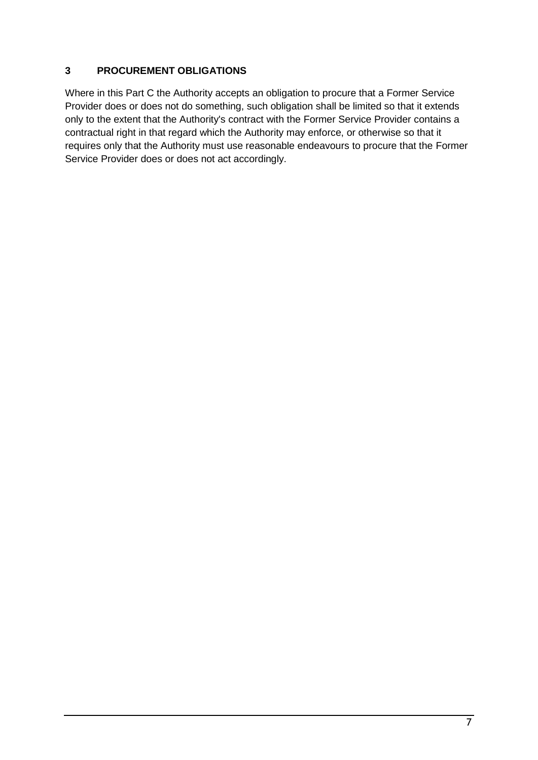## 3 PROCUREMENT OBLIGATIONS

Where in this Part C the Authority accepts an obligation to procure that a Former Service Provider does or does not do something, such obligation shall be limited so that it extends only to the extent that the Authority's contract with the Former Service Provider contains a contractual right in that regard which the Authority may enforce, or otherwise so that it requires only that the Authority must use reasonable endeavours to procure that the Former Service Provider does or does not act accordingly.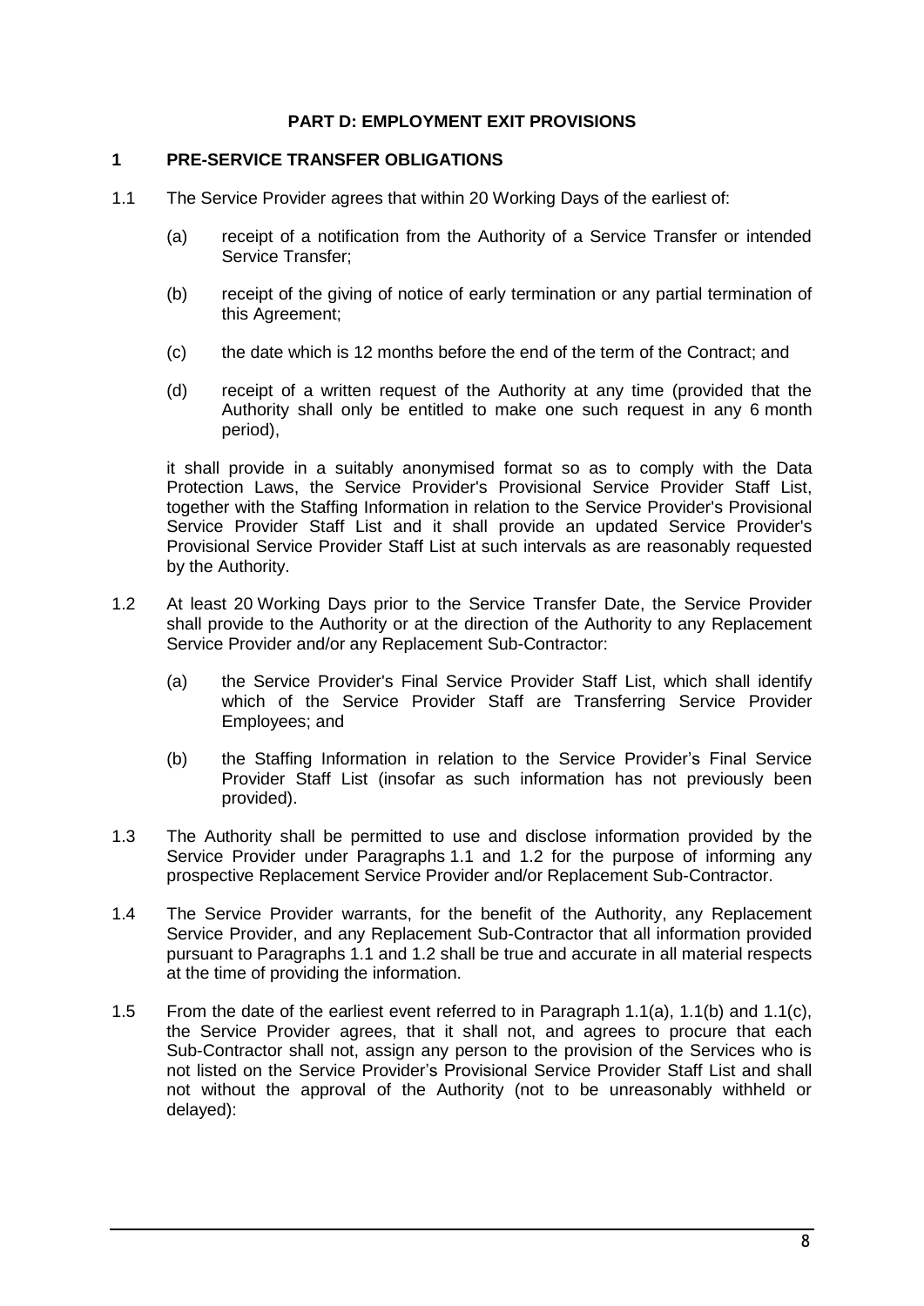**PART D: EMPLOYMENT EXIT PROVISIONS**

**1 PRE-SERVICE TRANSFER OBLIGATIONS**

1.1 The Service Provider agrees that within 20 Working Days of the earliest of:

(a) receipt of a notification from the Authority of a Service Transfer or intended Service Transfer;

(b) receipt of the giving of notice of early termination or any partial termination of this Agreement;

(c) the date which is 12 months before the end of the term of the Contract; and

(d) receipt of a written request of the Authority at any time (provided that the Authority shall only be entitled to make one such request in any 6 month period),

it shall provide in a suitably anonymised format so as to comply with the Data Protection Laws, the Service Provider's Provisional Service Provider Staff List, together with the Staffing Information in relation to the Service Provider's Provisional Service Provider Staff List and it shall provide an updated Service Provider's Provisional Service Provider Staff List at such intervals as are reasonably requested by the Authority.

1.2 At least 20 Working Days prior to the Service Transfer Date, the Service Provider shall provide to the Authority or at the direction of the Authority to any Replacement Service Provider and/or any Replacement Sub-Contractor:

(a) the Service Provider's Final Service Provider Staff List, which shall identify which of the Service Provider Staff are Transferring Service Provider Employees; and

(b) the Staffing Information in relation to the Service Provider's Final Service Provider Staff List (insofar as such information has not previously been provided).

1.3 The Authority shall be permitted to use and disclose information provided by the Service Provider under Paragraphs 1.1 and 1.2 for the purpose of informing any prospective Replacement Service Provider and/or Replacement Sub-Contractor.

1.4 The Service Provider warrants, for the benefit of the Authority, any Replacement Service Provider, and any Replacement Sub-Contractor that all information provided pursuant to Paragraphs 1.1 and 1.2 shall be true and accurate in all material respects at the time of providing the information.

1.5 From the date of the earliest event referred to in Paragraph 1.1(a), 1.1(b) and 1.1(c), the Service Provider agrees, that it shall not, and agrees to procure that each Sub-Contractor shall not, assign any person to the provision of the Services who is not listed on the Service Provider's Provisional Service Provider Staff List and shall not without the approval of the Authority (not to be unreasonably withheld or delayed):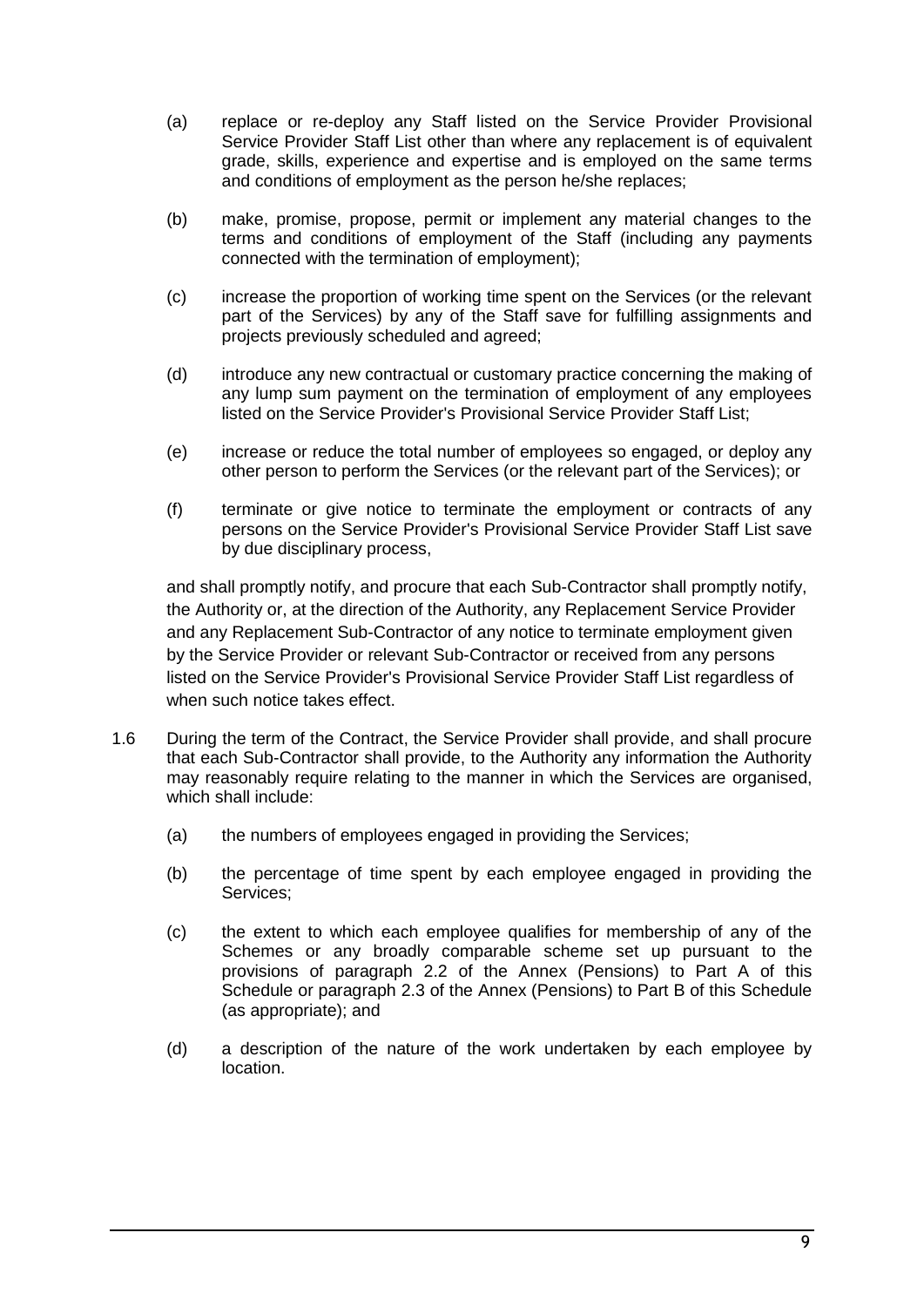(a) replace or re-deploy any Staff listed on the Service Provider Provisional Service Provider Staff List other than where any replacement is of equivalent grade, skills, experience and expertise and is employed on the same terms and conditions of employment as the person he/she replaces;

(b) make, promise, propose, permit or implement any material changes to the terms and conditions of employment of the Staff (including any payments connected with the termination of employment);

(c) increase the proportion of working time spent on the Services (or the relevant part of the Services) by any of the Staff save for fulfilling assignments and projects previously scheduled and agreed;

(d) introduce any new contractual or customary practice concerning the making of any lump sum payment on the termination of employment of any employees listed on the Service Provider's Provisional Service Provider Staff List;

(e) increase or reduce the total number of employees so engaged, or deploy any other person to perform the Services (or the relevant part of the Services); or

(f) terminate or give notice to terminate the employment or contracts of any persons on the Service Provider's Provisional Service Provider Staff List save by due disciplinary process,

and shall promptly notify, and procure that each Sub-Contractor shall promptly notify, the Authority or, at the direction of the Authority, any Replacement Service Provider and any Replacement Sub-Contractor of any notice to terminate employment given by the Service Provider or relevant Sub-Contractor or received from any persons listed on the Service Provider's Provisional Service Provider Staff List regardless of when such notice takes effect.

1.6 During the term of the Contract, the Service Provider shall provide, and shall procure that each Sub-Contractor shall provide, to the Authority any information the Authority may reasonably require relating to the manner in which the Services are organised, which shall include:

(a) the numbers of employees engaged in providing the Services;

(b) the percentage of time spent by each employee engaged in providing the Services;

(c) the extent to which each employee qualifies for membership of any of the Schemes or any broadly comparable scheme set up pursuant to the provisions of paragraph 2.2 of the Annex (Pensions) to Part A of this Schedule or paragraph 2.3 of the Annex (Pensions) to Part B of this Schedule (as appropriate); and

(d) a description of the nature of the work undertaken by each employee by location.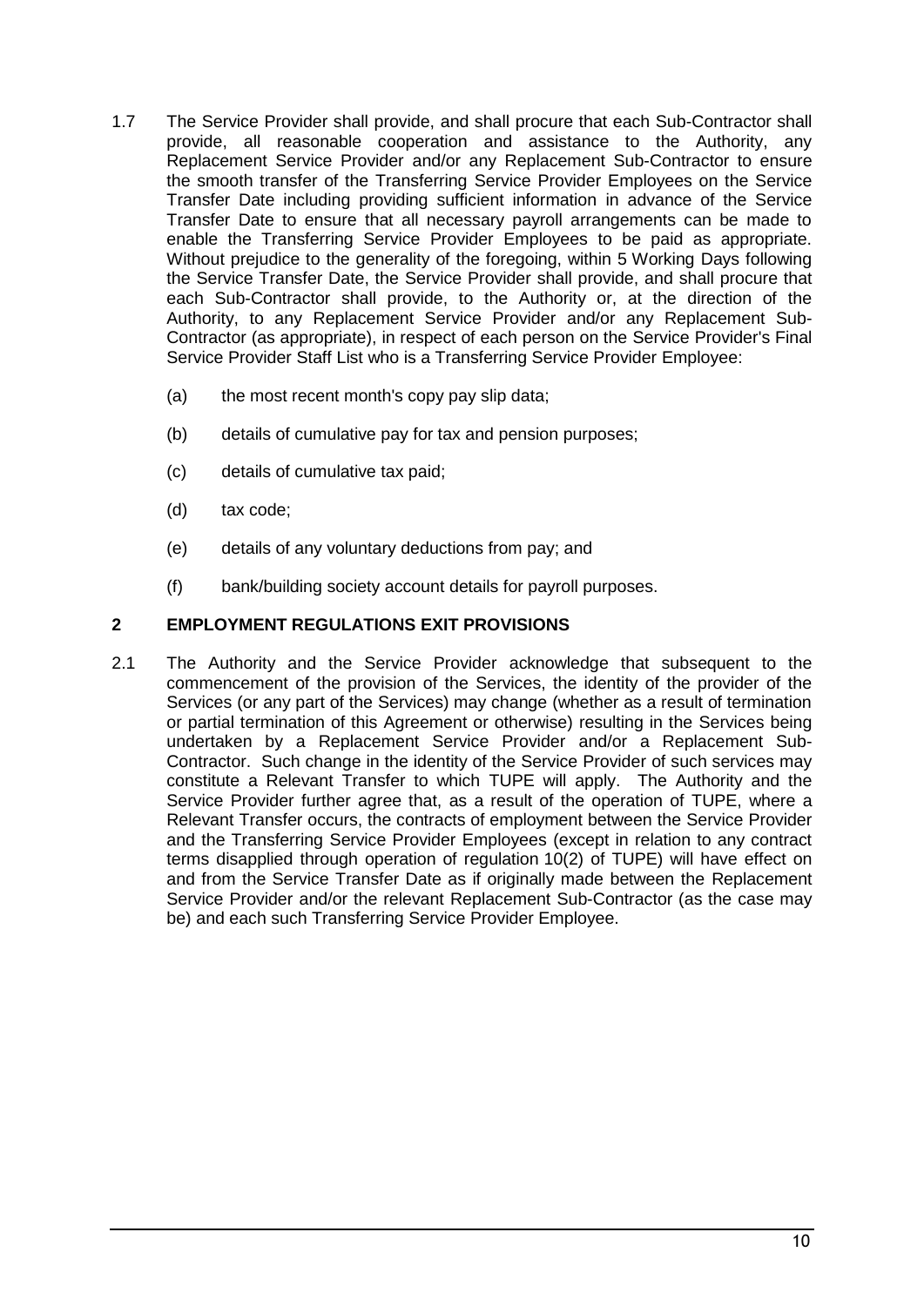1.7 The Service Provider shall provide, and shall procure that each Sub-Contractor shall provide, all reasonable cooperation and assistance to the Authority, any Replacement Service Provider and/or any Replacement Sub-Contractor to ensure the smooth transfer of the Transferring Service Provider Employees on the Service Transfer Date including providing sufficient information in advance of the Service Transfer Date to ensure that all necessary payroll arrangements can be made to enable the Transferring Service Provider Employees to be paid as appropriate. Without prejudice to the generality of the foregoing, within 5 Working Days following the Service Transfer Date, the Service Provider shall provide, and shall procure that each Sub-Contractor shall provide, to the Authority or, at the direction of the Authority, to any Replacement Service Provider and/or any Replacement Sub-Contractor (as appropriate), in respect of each person on the Service Provider's Final Service Provider Staff List who is a Transferring Service Provider Employee:

   (a) the most recent month's copy pay slip data;

   (b) details of cumulative pay for tax and pension purposes;

   (c) details of cumulative tax paid;

   (d) tax code;

   (e) details of any voluntary deductions from pay; and

   (f) bank/building society account details for payroll purposes.

## 2 EMPLOYMENT REGULATIONS EXIT PROVISIONS

2.1 The Authority and the Service Provider acknowledge that subsequent to the commencement of the provision of the Services, the identity of the provider of the Services (or any part of the Services) may change (whether as a result of termination or partial termination of this Agreement or otherwise) resulting in the Services being undertaken by a Replacement Service Provider and/or a Replacement Sub-Contractor. Such change in the identity of the Service Provider of such services may constitute a Relevant Transfer to which TUPE will apply. The Authority and the Service Provider further agree that, as a result of the operation of TUPE, where a Relevant Transfer occurs, the contracts of employment between the Service Provider and the Transferring Service Provider Employees (except in relation to any contract terms disapplied through operation of regulation 10(2) of TUPE) will have effect on and from the Service Transfer Date as if originally made between the Replacement Service Provider and/or the relevant Replacement Sub-Contractor (as the case may be) and each such Transferring Service Provider Employee.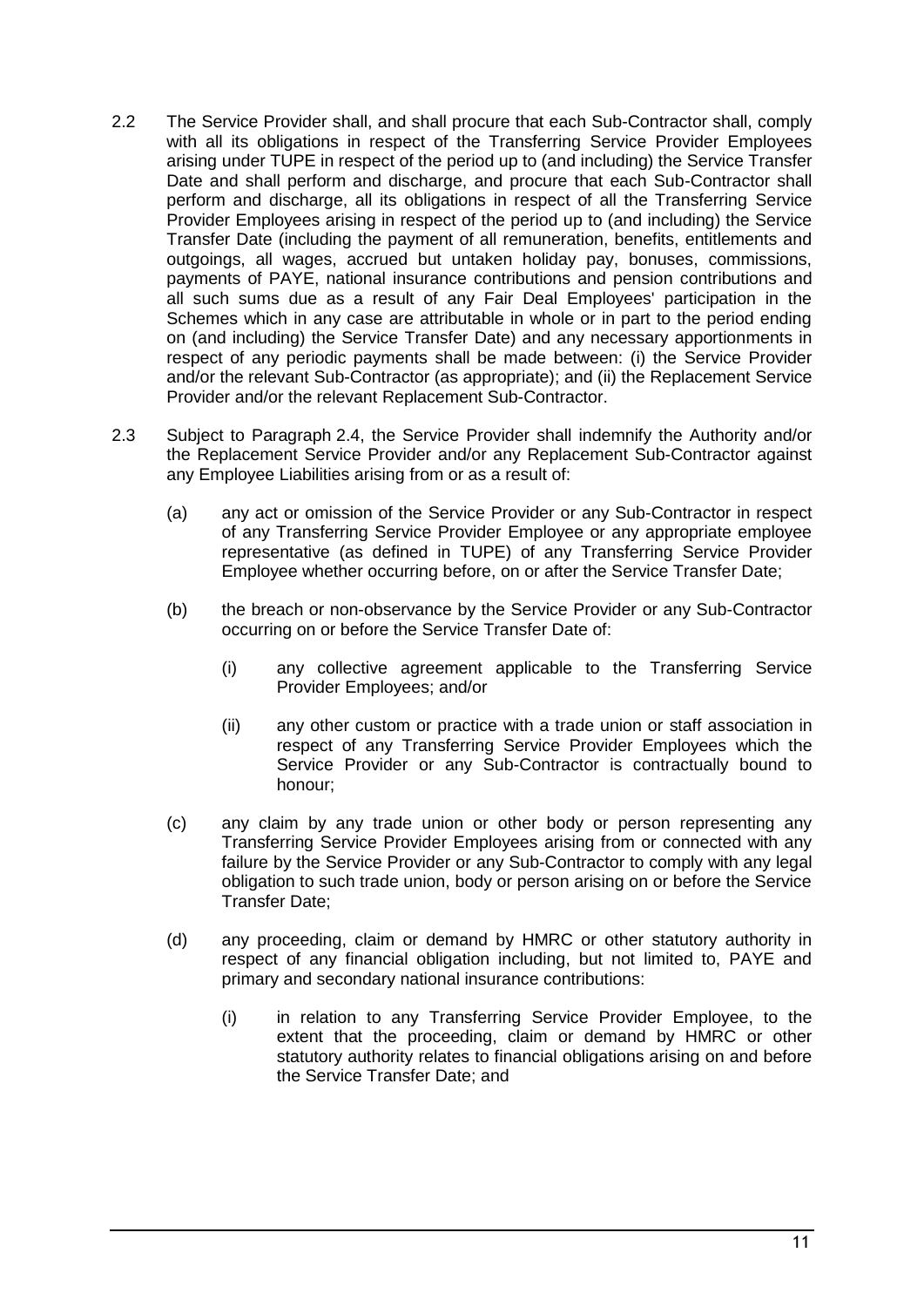2.2 The Service Provider shall, and shall procure that each Sub-Contractor shall, comply with all its obligations in respect of the Transferring Service Provider Employees arising under TUPE in respect of the period up to (and including) the Service Transfer Date and shall perform and discharge, and procure that each Sub-Contractor shall perform and discharge, all its obligations in respect of all the Transferring Service Provider Employees arising in respect of the period up to (and including) the Service Transfer Date (including the payment of all remuneration, benefits, entitlements and outgoings, all wages, accrued but untaken holiday pay, bonuses, commissions, payments of PAYE, national insurance contributions and pension contributions and all such sums due as a result of any Fair Deal Employees' participation in the Schemes which in any case are attributable in whole or in part to the period ending on (and including) the Service Transfer Date) and any necessary apportionments in respect of any periodic payments shall be made between: (i) the Service Provider and/or the relevant Sub-Contractor (as appropriate); and (ii) the Replacement Service Provider and/or the relevant Replacement Sub-Contractor.

2.3 Subject to Paragraph 2.4, the Service Provider shall indemnify the Authority and/or the Replacement Service Provider and/or any Replacement Sub-Contractor against any Employee Liabilities arising from or as a result of:

(a) any act or omission of the Service Provider or any Sub-Contractor in respect of any Transferring Service Provider Employee or any appropriate employee representative (as defined in TUPE) of any Transferring Service Provider Employee whether occurring before, on or after the Service Transfer Date;

(b) the breach or non-observance by the Service Provider or any Sub-Contractor occurring on or before the Service Transfer Date of:

(i) any collective agreement applicable to the Transferring Service Provider Employees; and/or

(ii) any other custom or practice with a trade union or staff association in respect of any Transferring Service Provider Employees which the Service Provider or any Sub-Contractor is contractually bound to honour;

(c) any claim by any trade union or other body or person representing any Transferring Service Provider Employees arising from or connected with any failure by the Service Provider or any Sub-Contractor to comply with any legal obligation to such trade union, body or person arising on or before the Service Transfer Date;

(d) any proceeding, claim or demand by HMRC or other statutory authority in respect of any financial obligation including, but not limited to, PAYE and primary and secondary national insurance contributions:

(i) in relation to any Transferring Service Provider Employee, to the extent that the proceeding, claim or demand by HMRC or other statutory authority relates to financial obligations arising on and before the Service Transfer Date; and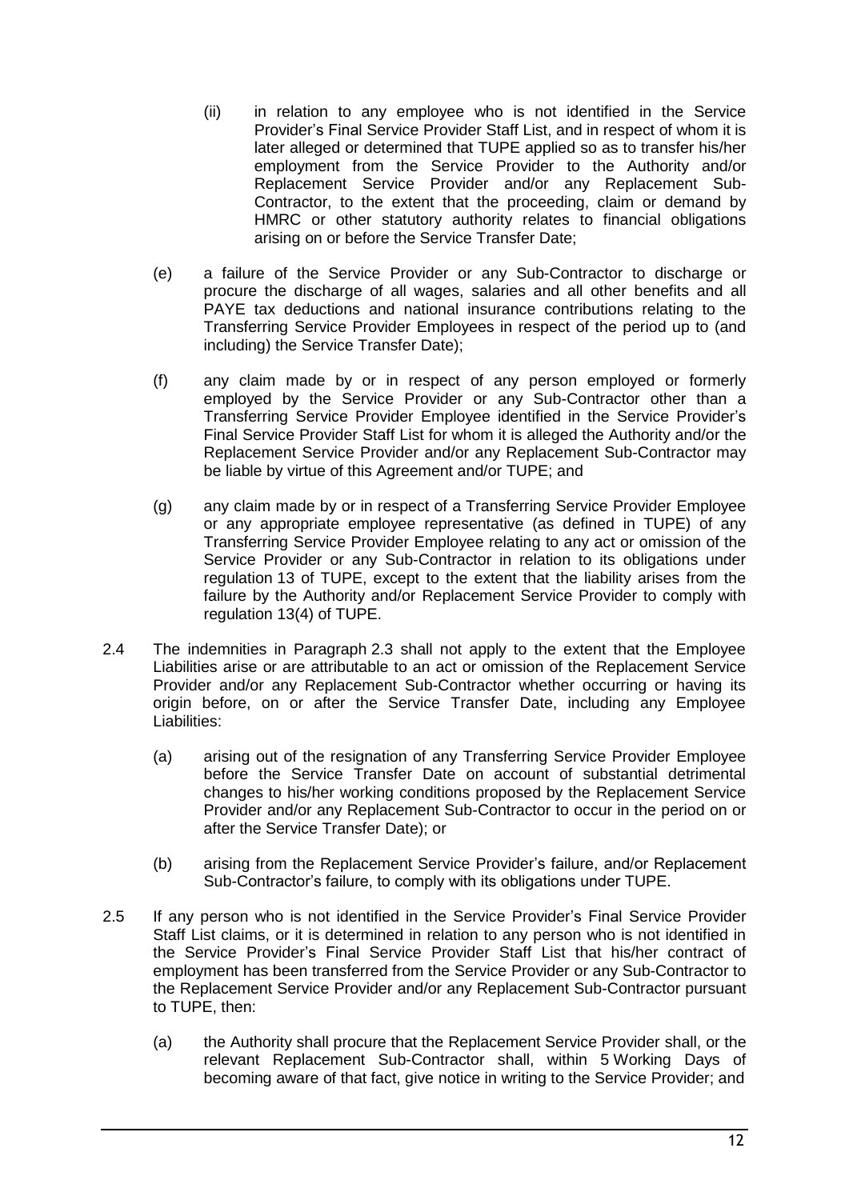(ii) in relation to any employee who is not identified in the Service Provider's Final Service Provider Staff List, and in respect of whom it is later alleged or determined that TUPE applied so as to transfer his/her employment from the Service Provider to the Authority and/or Replacement Service Provider and/or any Replacement Sub-Contractor, to the extent that the proceeding, claim or demand by HMRC or other statutory authority relates to financial obligations arising on or before the Service Transfer Date;

(e) a failure of the Service Provider or any Sub-Contractor to discharge or procure the discharge of all wages, salaries and all other benefits and all PAYE tax deductions and national insurance contributions relating to the Transferring Service Provider Employees in respect of the period up to (and including) the Service Transfer Date);

(f) any claim made by or in respect of any person employed or formerly employed by the Service Provider or any Sub-Contractor other than a Transferring Service Provider Employee identified in the Service Provider's Final Service Provider Staff List for whom it is alleged the Authority and/or the Replacement Service Provider and/or any Replacement Sub-Contractor may be liable by virtue of this Agreement and/or TUPE; and

(g) any claim made by or in respect of a Transferring Service Provider Employee or any appropriate employee representative (as defined in TUPE) of any Transferring Service Provider Employee relating to any act or omission of the Service Provider or any Sub-Contractor in relation to its obligations under regulation 13 of TUPE, except to the extent that the liability arises from the failure by the Authority and/or Replacement Service Provider to comply with regulation 13(4) of TUPE.

2.4 The indemnities in Paragraph 2.3 shall not apply to the extent that the Employee Liabilities arise or are attributable to an act or omission of the Replacement Service Provider and/or any Replacement Sub-Contractor whether occurring or having its origin before, on or after the Service Transfer Date, including any Employee Liabilities:

(a) arising out of the resignation of any Transferring Service Provider Employee before the Service Transfer Date on account of substantial detrimental changes to his/her working conditions proposed by the Replacement Service Provider and/or any Replacement Sub-Contractor to occur in the period on or after the Service Transfer Date); or

(b) arising from the Replacement Service Provider's failure, and/or Replacement Sub-Contractor's failure, to comply with its obligations under TUPE.

2.5 If any person who is not identified in the Service Provider's Final Service Provider Staff List claims, or it is determined in relation to any person who is not identified in the Service Provider's Final Service Provider Staff List that his/her contract of employment has been transferred from the Service Provider or any Sub-Contractor to the Replacement Service Provider and/or any Replacement Sub-Contractor pursuant to TUPE, then:

(a) the Authority shall procure that the Replacement Service Provider shall, or the relevant Replacement Sub-Contractor shall, within 5 Working Days of becoming aware of that fact, give notice in writing to the Service Provider; and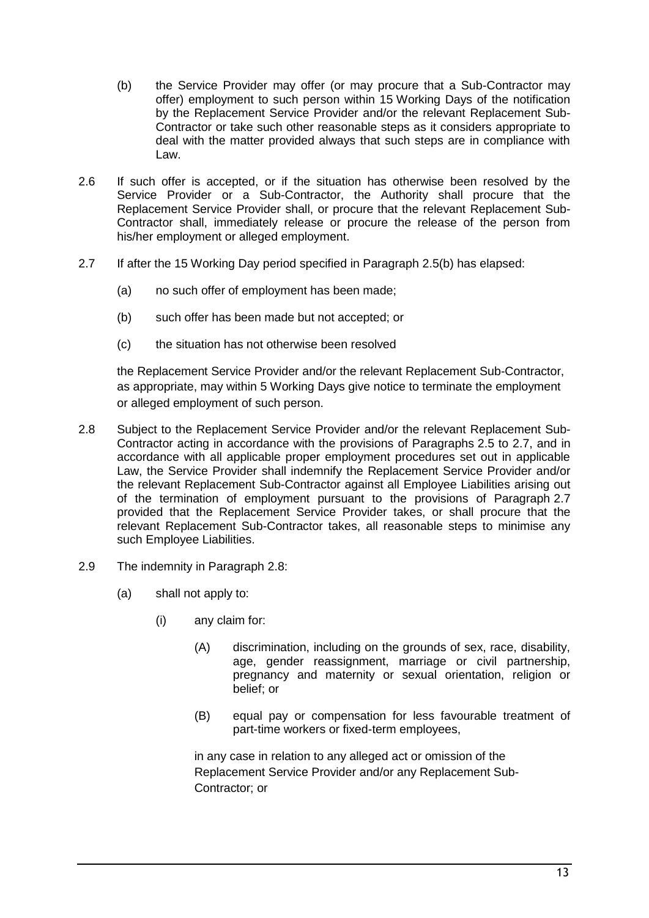(b) the Service Provider may offer (or may procure that a Sub-Contractor may offer) employment to such person within 15 Working Days of the notification by the Replacement Service Provider and/or the relevant Replacement Sub-Contractor or take such other reasonable steps as it considers appropriate to deal with the matter provided always that such steps are in compliance with Law.

2.6 If such offer is accepted, or if the situation has otherwise been resolved by the Service Provider or a Sub-Contractor, the Authority shall procure that the Replacement Service Provider shall, or procure that the relevant Replacement Sub-Contractor shall, immediately release or procure the release of the person from his/her employment or alleged employment.

2.7 If after the 15 Working Day period specified in Paragraph 2.5(b) has elapsed:

(a) no such offer of employment has been made;

(b) such offer has been made but not accepted; or

(c) the situation has not otherwise been resolved

the Replacement Service Provider and/or the relevant Replacement Sub-Contractor, as appropriate, may within 5 Working Days give notice to terminate the employment or alleged employment of such person.

2.8 Subject to the Replacement Service Provider and/or the relevant Replacement Sub-Contractor acting in accordance with the provisions of Paragraphs 2.5 to 2.7, and in accordance with all applicable proper employment procedures set out in applicable Law, the Service Provider shall indemnify the Replacement Service Provider and/or the relevant Replacement Sub-Contractor against all Employee Liabilities arising out of the termination of employment pursuant to the provisions of Paragraph 2.7 provided that the Replacement Service Provider takes, or shall procure that the relevant Replacement Sub-Contractor takes, all reasonable steps to minimise any such Employee Liabilities.

2.9 The indemnity in Paragraph 2.8:

(a) shall not apply to:

(i) any claim for:

(A) discrimination, including on the grounds of sex, race, disability, age, gender reassignment, marriage or civil partnership, pregnancy and maternity or sexual orientation, religion or belief; or

(B) equal pay or compensation for less favourable treatment of part-time workers or fixed-term employees,

in any case in relation to any alleged act or omission of the Replacement Service Provider and/or any Replacement Sub-Contractor; or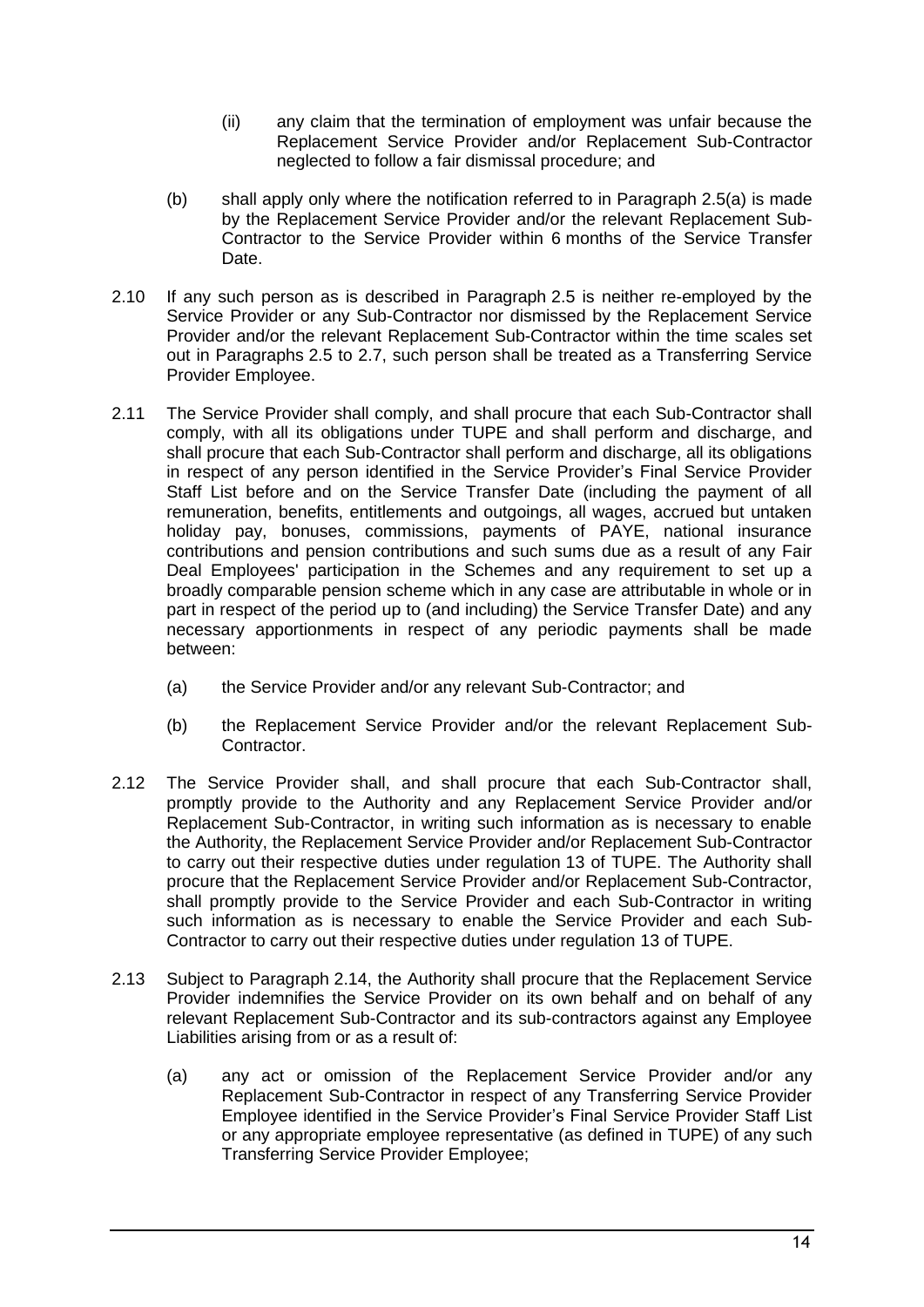(ii) any claim that the termination of employment was unfair because the Replacement Service Provider and/or Replacement Sub-Contractor neglected to follow a fair dismissal procedure; and

(b) shall apply only where the notification referred to in Paragraph 2.5(a) is made by the Replacement Service Provider and/or the relevant Replacement Sub-Contractor to the Service Provider within 6 months of the Service Transfer Date.

2.10 If any such person as is described in Paragraph 2.5 is neither re-employed by the Service Provider or any Sub-Contractor nor dismissed by the Replacement Service Provider and/or the relevant Replacement Sub-Contractor within the time scales set out in Paragraphs 2.5 to 2.7, such person shall be treated as a Transferring Service Provider Employee.

2.11 The Service Provider shall comply, and shall procure that each Sub-Contractor shall comply, with all its obligations under TUPE and shall perform and discharge, and shall procure that each Sub-Contractor shall perform and discharge, all its obligations in respect of any person identified in the Service Provider's Final Service Provider Staff List before and on the Service Transfer Date (including the payment of all remuneration, benefits, entitlements and outgoings, all wages, accrued but untaken holiday pay, bonuses, commissions, payments of PAYE, national insurance contributions and pension contributions and such sums due as a result of any Fair Deal Employees' participation in the Schemes and any requirement to set up a broadly comparable pension scheme which in any case are attributable in whole or in part in respect of the period up to (and including) the Service Transfer Date) and any necessary apportionments in respect of any periodic payments shall be made between:

(a) the Service Provider and/or any relevant Sub-Contractor; and

(b) the Replacement Service Provider and/or the relevant Replacement Sub-Contractor.

2.12 The Service Provider shall, and shall procure that each Sub-Contractor shall, promptly provide to the Authority and any Replacement Service Provider and/or Replacement Sub-Contractor, in writing such information as is necessary to enable the Authority, the Replacement Service Provider and/or Replacement Sub-Contractor to carry out their respective duties under regulation 13 of TUPE. The Authority shall procure that the Replacement Service Provider and/or Replacement Sub-Contractor, shall promptly provide to the Service Provider and each Sub-Contractor in writing such information as is necessary to enable the Service Provider and each Sub-Contractor to carry out their respective duties under regulation 13 of TUPE.

2.13 Subject to Paragraph 2.14, the Authority shall procure that the Replacement Service Provider indemnifies the Service Provider on its own behalf and on behalf of any relevant Replacement Sub-Contractor and its sub-contractors against any Employee Liabilities arising from or as a result of:

(a) any act or omission of the Replacement Service Provider and/or any Replacement Sub-Contractor in respect of any Transferring Service Provider Employee identified in the Service Provider's Final Service Provider Staff List or any appropriate employee representative (as defined in TUPE) of any such Transferring Service Provider Employee;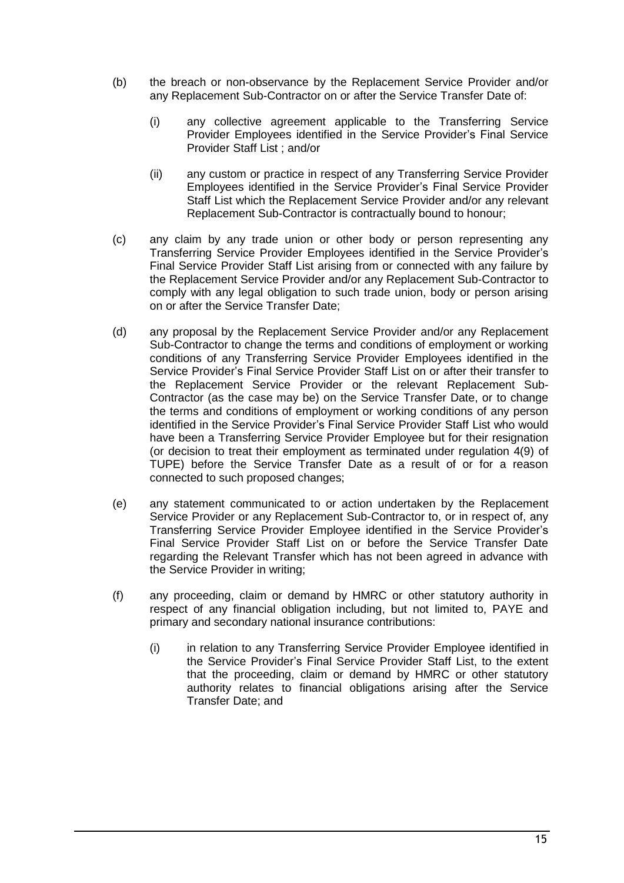(b) the breach or non-observance by the Replacement Service Provider and/or any Replacement Sub-Contractor on or after the Service Transfer Date of:

   (i) any collective agreement applicable to the Transferring Service Provider Employees identified in the Service Provider's Final Service Provider Staff List ; and/or

   (ii) any custom or practice in respect of any Transferring Service Provider Employees identified in the Service Provider's Final Service Provider Staff List which the Replacement Service Provider and/or any relevant Replacement Sub-Contractor is contractually bound to honour;

(c) any claim by any trade union or other body or person representing any Transferring Service Provider Employees identified in the Service Provider's Final Service Provider Staff List arising from or connected with any failure by the Replacement Service Provider and/or any Replacement Sub-Contractor to comply with any legal obligation to such trade union, body or person arising on or after the Service Transfer Date;

(d) any proposal by the Replacement Service Provider and/or any Replacement Sub-Contractor to change the terms and conditions of employment or working conditions of any Transferring Service Provider Employees identified in the Service Provider's Final Service Provider Staff List on or after their transfer to the Replacement Service Provider or the relevant Replacement Sub-Contractor (as the case may be) on the Service Transfer Date, or to change the terms and conditions of employment or working conditions of any person identified in the Service Provider's Final Service Provider Staff List who would have been a Transferring Service Provider Employee but for their resignation (or decision to treat their employment as terminated under regulation 4(9) of TUPE) before the Service Transfer Date as a result of or for a reason connected to such proposed changes;

(e) any statement communicated to or action undertaken by the Replacement Service Provider or any Replacement Sub-Contractor to, or in respect of, any Transferring Service Provider Employee identified in the Service Provider's Final Service Provider Staff List on or before the Service Transfer Date regarding the Relevant Transfer which has not been agreed in advance with the Service Provider in writing;

(f) any proceeding, claim or demand by HMRC or other statutory authority in respect of any financial obligation including, but not limited to, PAYE and primary and secondary national insurance contributions:

   (i) in relation to any Transferring Service Provider Employee identified in the Service Provider's Final Service Provider Staff List, to the extent that the proceeding, claim or demand by HMRC or other statutory authority relates to financial obligations arising after the Service Transfer Date; and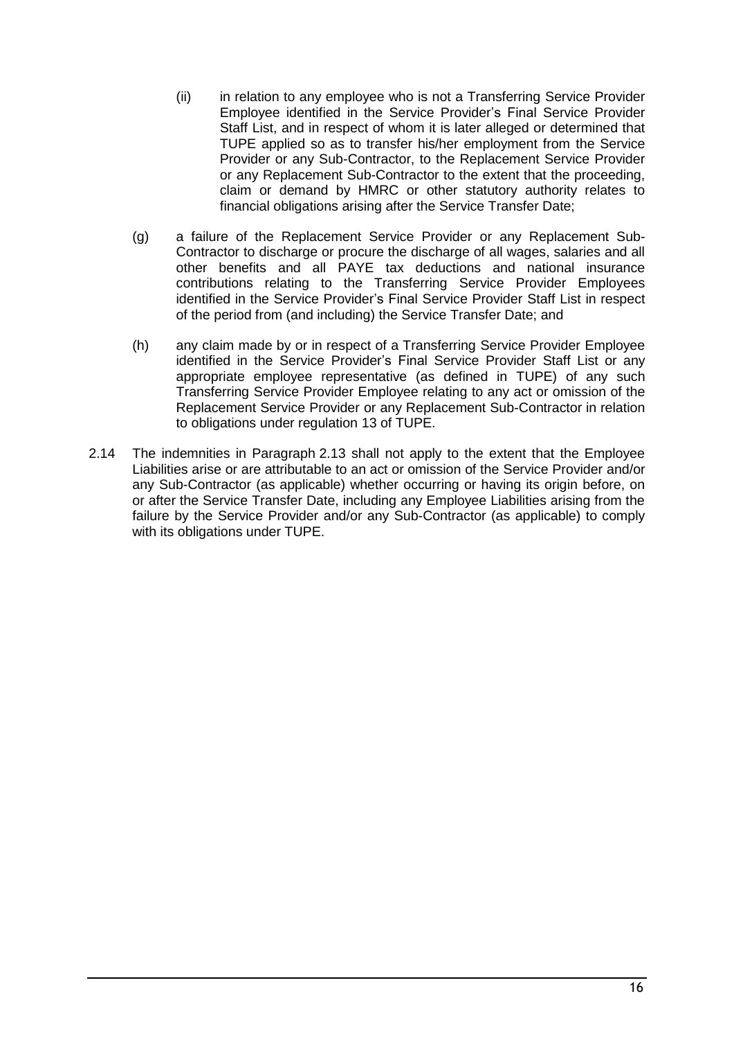(ii) in relation to any employee who is not a Transferring Service Provider Employee identified in the Service Provider's Final Service Provider Staff List, and in respect of whom it is later alleged or determined that TUPE applied so as to transfer his/her employment from the Service Provider or any Sub-Contractor, to the Replacement Service Provider or any Replacement Sub-Contractor to the extent that the proceeding, claim or demand by HMRC or other statutory authority relates to financial obligations arising after the Service Transfer Date;

(g) a failure of the Replacement Service Provider or any Replacement Sub-Contractor to discharge or procure the discharge of all wages, salaries and all other benefits and all PAYE tax deductions and national insurance contributions relating to the Transferring Service Provider Employees identified in the Service Provider's Final Service Provider Staff List in respect of the period from (and including) the Service Transfer Date; and

(h) any claim made by or in respect of a Transferring Service Provider Employee identified in the Service Provider's Final Service Provider Staff List or any appropriate employee representative (as defined in TUPE) of any such Transferring Service Provider Employee relating to any act or omission of the Replacement Service Provider or any Replacement Sub-Contractor in relation to obligations under regulation 13 of TUPE.

2.14 The indemnities in Paragraph 2.13 shall not apply to the extent that the Employee Liabilities arise or are attributable to an act or omission of the Service Provider and/or any Sub-Contractor (as applicable) whether occurring or having its origin before, on or after the Service Transfer Date, including any Employee Liabilities arising from the failure by the Service Provider and/or any Sub-Contractor (as applicable) to comply with its obligations under TUPE.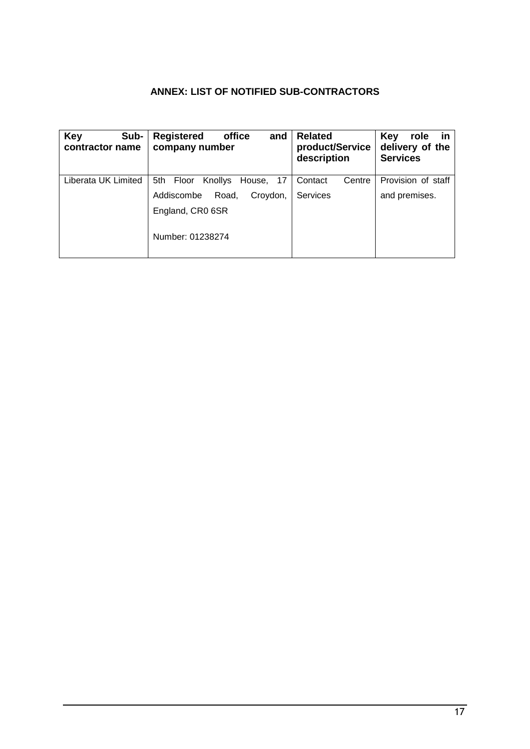## ANNEX: LIST OF NOTIFIED SUB-CONTRACTORS

| Key Sub-contractor name | Registered office and company number | Related product/Service description | Key role in delivery of the Services |
|---|---|---|---|
| Liberata UK Limited | 5th Floor Knollys House, 17 Addiscombe Road, Croydon, England, CR0 6SR<br><br>Number: 01238274 | Contact Centre Services | Provision of staff and premises. |